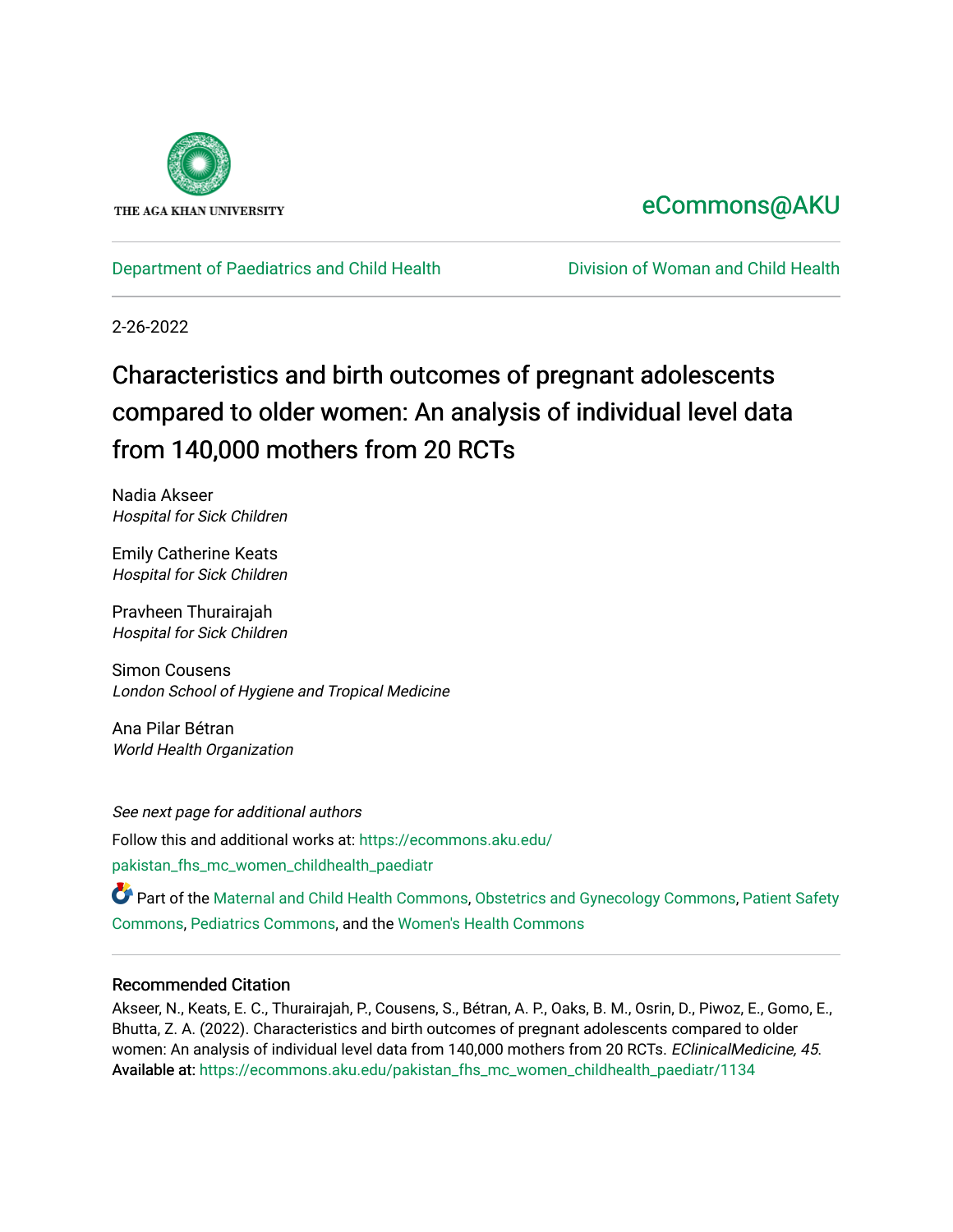THE AGA KHAN UNIVERSITY

eCommons@AKU

Department of Paediatrics and Child Health

Division of Woman and Child Health

2-26-2022

# Characteristics and birth outcomes of pregnant adolescents compared to older women: An analysis of individual level data from 140,000 mothers from 20 RCTs

Nadia Akseer
*Hospital for Sick Children*

Emily Catherine Keats
*Hospital for Sick Children*

Pravheen Thurairajah
*Hospital for Sick Children*

Simon Cousens
*London School of Hygiene and Tropical Medicine*

Ana Pilar Bétran
*World Health Organization*

*See next page for additional authors*

Follow this and additional works at: https://ecommons.aku.edu/pakistan_fhs_mc_women_childhealth_paediatr

Part of the Maternal and Child Health Commons, Obstetrics and Gynecology Commons, Patient Safety Commons, Pediatrics Commons, and the Women's Health Commons

## Recommended Citation

Akseer, N., Keats, E. C., Thurairajah, P., Cousens, S., Bétran, A. P., Oaks, B. M., Osrin, D., Piwoz, E., Gomo, E., Bhutta, Z. A. (2022). Characteristics and birth outcomes of pregnant adolescents compared to older women: An analysis of individual level data from 140,000 mothers from 20 RCTs. *EClinicalMedicine, 45*.

Available at: https://ecommons.aku.edu/pakistan_fhs_mc_women_childhealth_paediatr/1134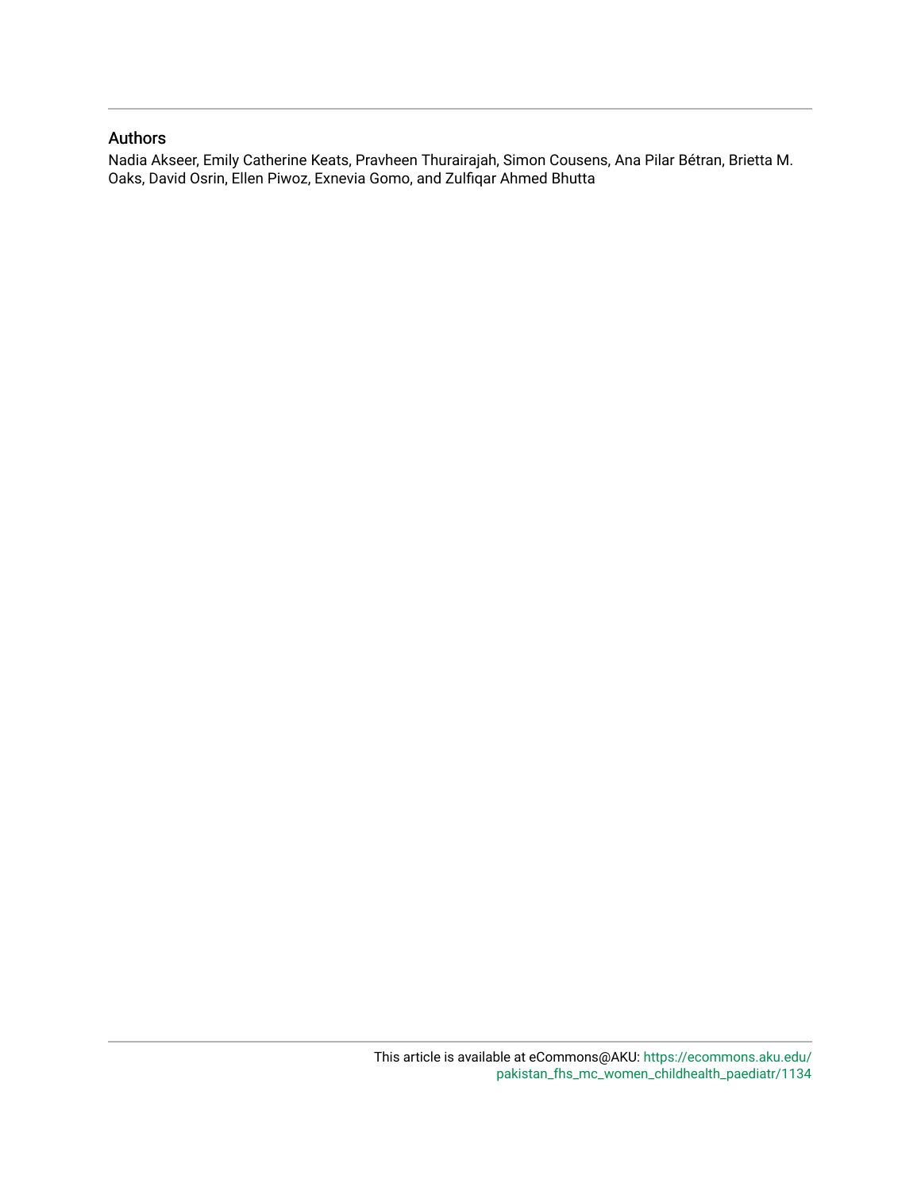## Authors

Nadia Akseer, Emily Catherine Keats, Pravheen Thurairajah, Simon Cousens, Ana Pilar Bétran, Brietta M. Oaks, David Osrin, Ellen Piwoz, Exnevia Gomo, and Zulfiqar Ahmed Bhutta

This article is available at eCommons@AKU: https://ecommons.aku.edu/pakistan_fhs_mc_women_childhealth_paediatr/1134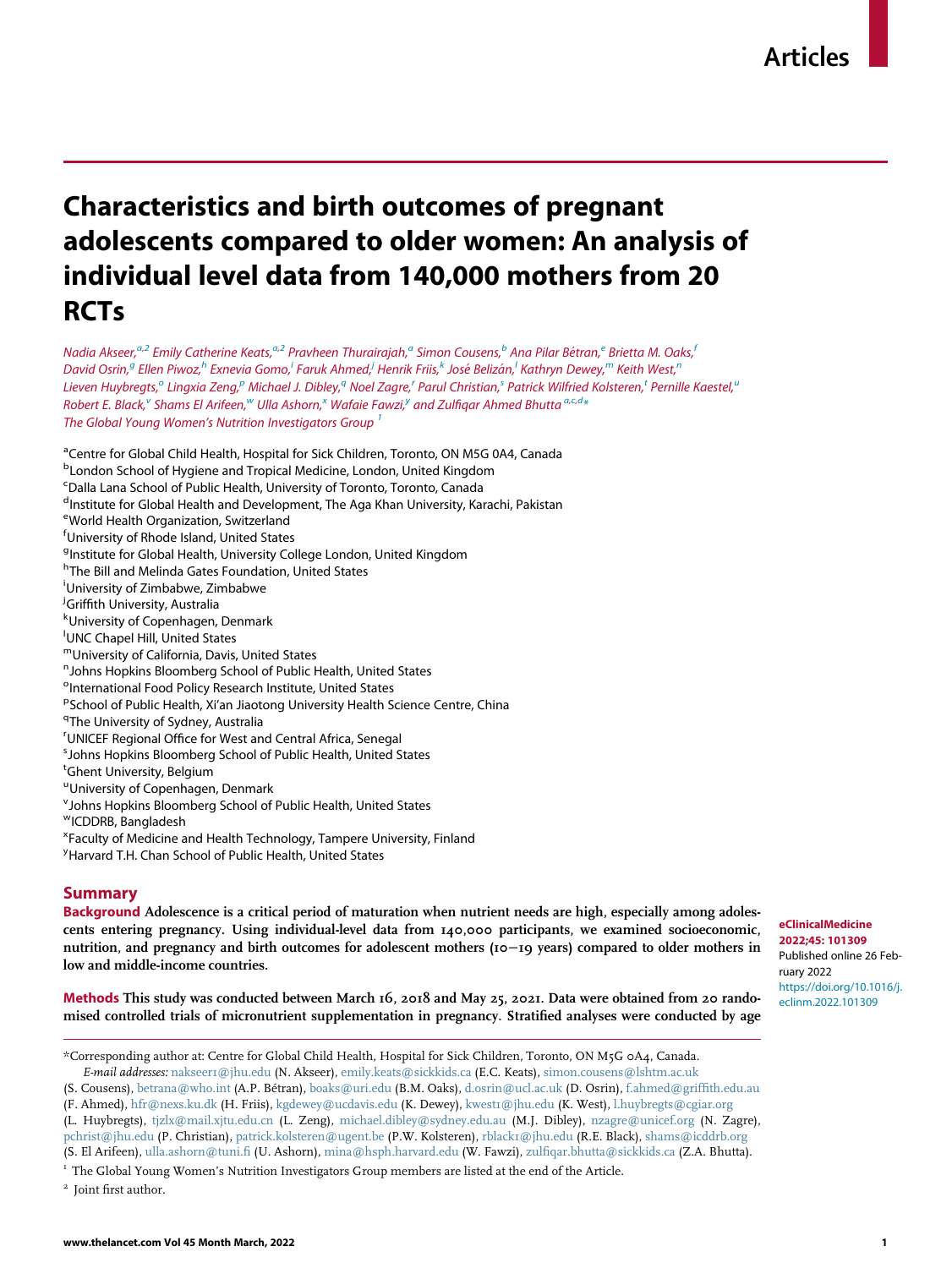# Characteristics and birth outcomes of pregnant adolescents compared to older women: An analysis of individual level data from 140,000 mothers from 20 RCTs

*Nadia Akseer,[a,2] Emily Catherine Keats,[a,2] Pravheen Thurairajah,[a] Simon Cousens,[b] Ana Pilar Bétran,[e] Brietta M. Oaks,[f] David Osrin,[g] Ellen Piwoz,[h] Exnevia Gomo,[i] Faruk Ahmed,[j] Henrik Friis,[k] José Belizán,[l] Kathryn Dewey,[m] Keith West,[n] Lieven Huybregts,[o] Lingxia Zeng,[p] Michael J. Dibley,[q] Noel Zagre,[r] Parul Christian,[s] Patrick Wilfried Kolsteren,[t] Pernille Kaestel,[u] Robert E. Black,[v] Shams El Arifeen,[w] Ulla Ashorn,[x] Wafaie Fawzi,[y] and Zulfiqar Ahmed Bhutta[a,c,d,]\**
*The Global Young Women's Nutrition Investigators Group [1]*

[a]Centre for Global Child Health, Hospital for Sick Children, Toronto, ON M5G 0A4, Canada
[b]London School of Hygiene and Tropical Medicine, London, United Kingdom
[c]Dalla Lana School of Public Health, University of Toronto, Toronto, Canada
[d]Institute for Global Health and Development, The Aga Khan University, Karachi, Pakistan
[e]World Health Organization, Switzerland
[f]University of Rhode Island, United States
[g]Institute for Global Health, University College London, United Kingdom
[h]The Bill and Melinda Gates Foundation, United States
[i]University of Zimbabwe, Zimbabwe
[j]Griffith University, Australia
[k]University of Copenhagen, Denmark
[l]UNC Chapel Hill, United States
[m]University of California, Davis, United States
[n]Johns Hopkins Bloomberg School of Public Health, United States
[o]International Food Policy Research Institute, United States
[p]School of Public Health, Xi'an Jiaotong University Health Science Centre, China
[q]The University of Sydney, Australia
[r]UNICEF Regional Office for West and Central Africa, Senegal
[s]Johns Hopkins Bloomberg School of Public Health, United States
[t]Ghent University, Belgium
[u]University of Copenhagen, Denmark
[v]Johns Hopkins Bloomberg School of Public Health, United States
[w]ICDDRB, Bangladesh
[x]Faculty of Medicine and Health Technology, Tampere University, Finland
[y]Harvard T.H. Chan School of Public Health, United States

eClinicalMedicine 2022;45: 101309
Published online 26 February 2022
https://doi.org/10.1016/j.eclinm.2022.101309

## Summary

**Background** Adolescence is a critical period of maturation when nutrient needs are high, especially among adolescents entering pregnancy. Using individual-level data from 140,000 participants, we examined socioeconomic, nutrition, and pregnancy and birth outcomes for adolescent mothers (10−19 years) compared to older mothers in low and middle-income countries.

**Methods** This study was conducted between March 16, 2018 and May 25, 2021. Data were obtained from 20 randomised controlled trials of micronutrient supplementation in pregnancy. Stratified analyses were conducted by age

\*Corresponding author at: Centre for Global Child Health, Hospital for Sick Children, Toronto, ON M5G 0A4, Canada.
*E-mail addresses:* nakseer1@jhu.edu (N. Akseer), emily.keats@sickkids.ca (E.C. Keats), simon.cousens@lshtm.ac.uk (S. Cousens), betrana@who.int (A.P. Bétran), boaks@uri.edu (B.M. Oaks), d.osrin@ucl.ac.uk (D. Osrin), f.ahmed@griffith.edu.au (F. Ahmed), hfr@nexs.ku.dk (H. Friis), kgdewey@ucdavis.edu (K. Dewey), kwest1@jhu.edu (K. West), l.huybregts@cgiar.org (L. Huybregts), tjzlx@mail.xjtu.edu.cn (L. Zeng), michael.dibley@sydney.edu.au (M.J. Dibley), nzagre@unicef.org (N. Zagre), pchrist@jhu.edu (P. Christian), patrick.kolsteren@ugent.be (P.W. Kolsteren), rblack1@jhu.edu (R.E. Black), shams@icddrb.org (S. El Arifeen), ulla.ashorn@tuni.fi (U. Ashorn), mina@hsph.harvard.edu (W. Fawzi), zulfiqar.bhutta@sickkids.ca (Z.A. Bhutta).

[1] The Global Young Women's Nutrition Investigators Group members are listed at the end of the Article.

[2] Joint first author.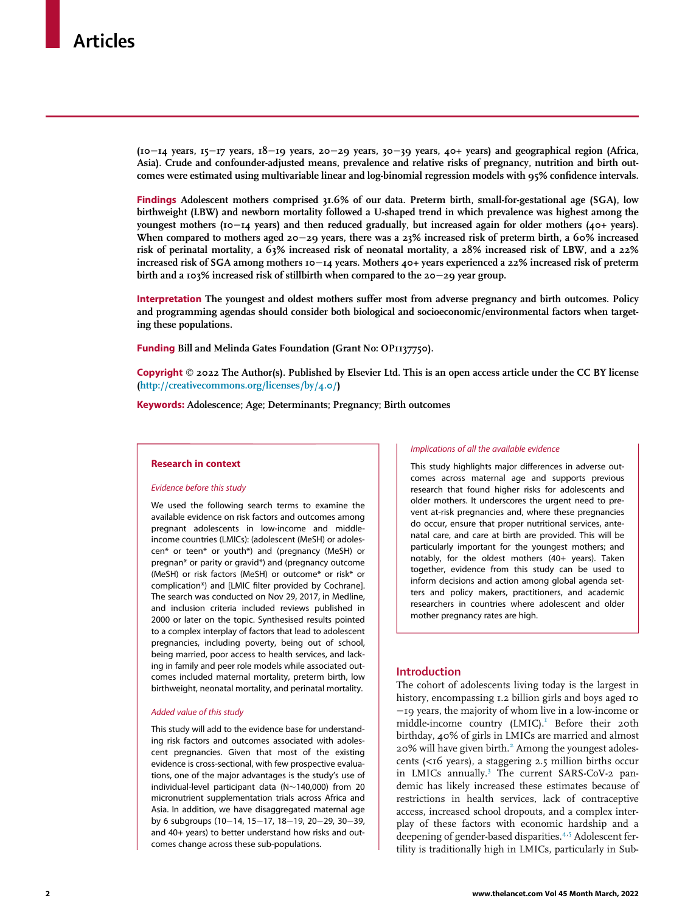(10–14 years, 15–17 years, 18–19 years, 20–29 years, 30–39 years, 40+ years) and geographical region (Africa, Asia). Crude and confounder-adjusted means, prevalence and relative risks of pregnancy, nutrition and birth outcomes were estimated using multivariable linear and log-binomial regression models with 95% confidence intervals.

**Findings** Adolescent mothers comprised 31.6% of our data. Preterm birth, small-for-gestational age (SGA), low birthweight (LBW) and newborn mortality followed a U-shaped trend in which prevalence was highest among the youngest mothers (10–14 years) and then reduced gradually, but increased again for older mothers (40+ years). When compared to mothers aged 20–29 years, there was a 23% increased risk of preterm birth, a 60% increased risk of perinatal mortality, a 63% increased risk of neonatal mortality, a 28% increased risk of LBW, and a 22% increased risk of SGA among mothers 10–14 years. Mothers 40+ years experienced a 22% increased risk of preterm birth and a 103% increased risk of stillbirth when compared to the 20–29 year group.

**Interpretation** The youngest and oldest mothers suffer most from adverse pregnancy and birth outcomes. Policy and programming agendas should consider both biological and socioeconomic/environmental factors when targeting these populations.

**Funding** Bill and Melinda Gates Foundation (Grant No: OP1137750).

**Copyright** © 2022 The Author(s). Published by Elsevier Ltd. This is an open access article under the CC BY license (http://creativecommons.org/licenses/by/4.0/)

**Keywords:** Adolescence; Age; Determinants; Pregnancy; Birth outcomes

### Research in context

*Evidence before this study*

We used the following search terms to examine the available evidence on risk factors and outcomes among pregnant adolescents in low-income and middle-income countries (LMICs): (adolescent (MeSH) or adolescen* or teen* or youth*) and (pregnancy (MeSH) or pregnan* or parity or gravid*) and (pregnancy outcome (MeSH) or risk factors (MeSH) or outcome* or risk* or complication*) and [LMIC filter provided by Cochrane]. The search was conducted on Nov 29, 2017, in Medline, and inclusion criteria included reviews published in 2000 or later on the topic. Synthesised results pointed to a complex interplay of factors that lead to adolescent pregnancies, including poverty, being out of school, being married, poor access to health services, and lacking in family and peer role models while associated outcomes included maternal mortality, preterm birth, low birthweight, neonatal mortality, and perinatal mortality.

*Added value of this study*

This study will add to the evidence base for understanding risk factors and outcomes associated with adolescent pregnancies. Given that most of the existing evidence is cross-sectional, with few prospective evaluations, one of the major advantages is the study's use of individual-level participant data (N~140,000) from 20 micronutrient supplementation trials across Africa and Asia. In addition, we have disaggregated maternal age by 6 subgroups (10–14, 15–17, 18–19, 20–29, 30–39, and 40+ years) to better understand how risks and outcomes change across these sub-populations.

*Implications of all the available evidence*

This study highlights major differences in adverse outcomes across maternal age and supports previous research that found higher risks for adolescents and older mothers. It underscores the urgent need to prevent at-risk pregnancies and, where these pregnancies do occur, ensure that proper nutritional services, antenatal care, and care at birth are provided. This will be particularly important for the youngest mothers; and notably, for the oldest mothers (40+ years). Taken together, evidence from this study can be used to inform decisions and action among global agenda setters and policy makers, practitioners, and academic researchers in countries where adolescent and older mother pregnancy rates are high.

## Introduction

The cohort of adolescents living today is the largest in history, encompassing 1.2 billion girls and boys aged 10–19 years, the majority of whom live in a low-income or middle-income country (LMIC).[1] Before their 20th birthday, 40% of girls in LMICs are married and almost 20% will have given birth.[2] Among the youngest adolescents (<16 years), a staggering 2.5 million births occur in LMICs annually.[3] The current SARS-CoV-2 pandemic has likely increased these estimates because of restrictions in health services, lack of contraceptive access, increased school dropouts, and a complex interplay of these factors with economic hardship and a deepening of gender-based disparities.[4,5] Adolescent fertility is traditionally high in LMICs, particularly in Sub-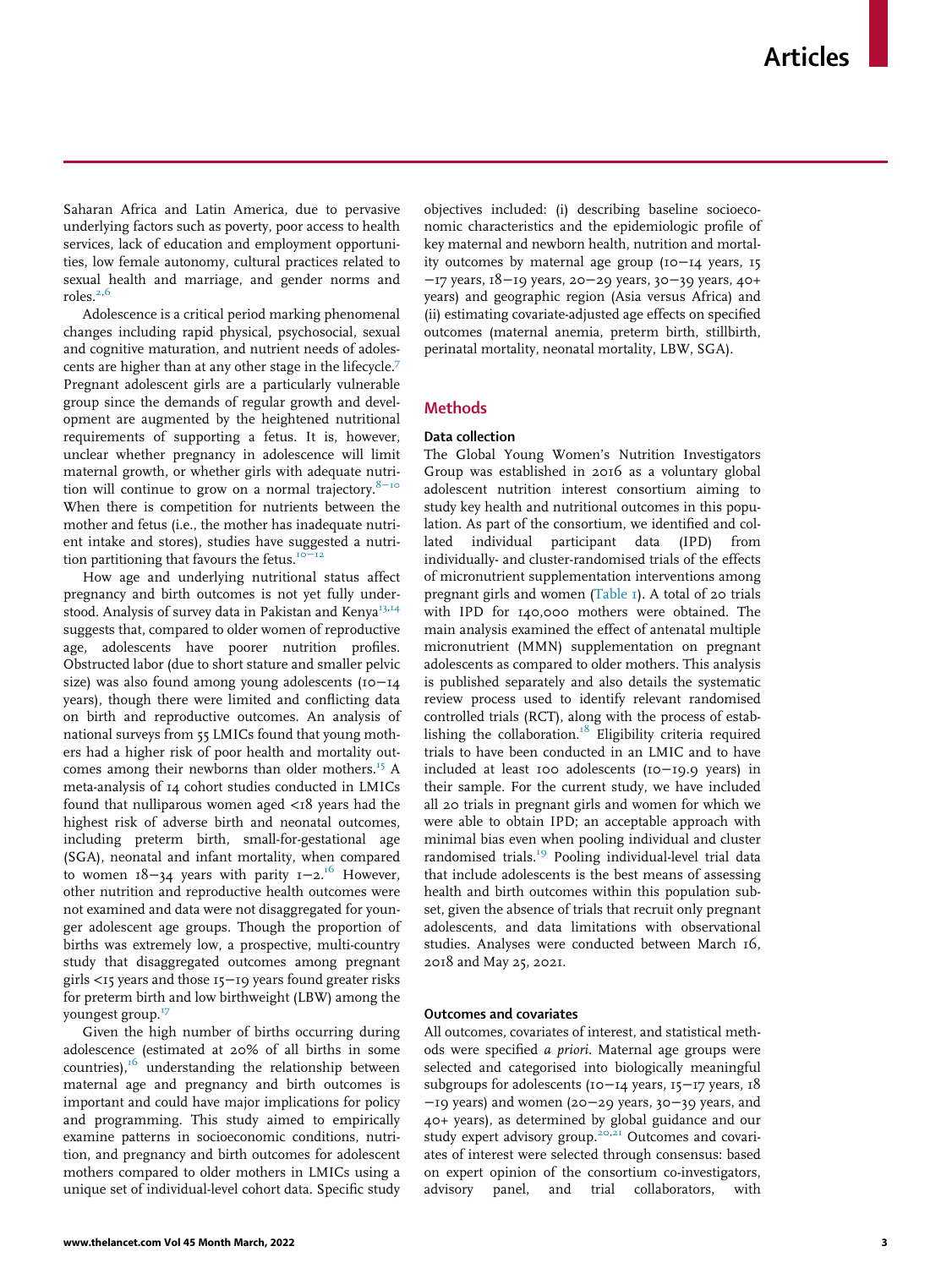Saharan Africa and Latin America, due to pervasive underlying factors such as poverty, poor access to health services, lack of education and employment opportunities, low female autonomy, cultural practices related to sexual health and marriage, and gender norms and roles.[2,6]

Adolescence is a critical period marking phenomenal changes including rapid physical, psychosocial, sexual and cognitive maturation, and nutrient needs of adolescents are higher than at any other stage in the lifecycle.[7] Pregnant adolescent girls are a particularly vulnerable group since the demands of regular growth and development are augmented by the heightened nutritional requirements of supporting a fetus. It is, however, unclear whether pregnancy in adolescence will limit maternal growth, or whether girls with adequate nutrition will continue to grow on a normal trajectory.[8–10] When there is competition for nutrients between the mother and fetus (i.e., the mother has inadequate nutrient intake and stores), studies have suggested a nutrition partitioning that favours the fetus.[10–12]

How age and underlying nutritional status affect pregnancy and birth outcomes is not yet fully understood. Analysis of survey data in Pakistan and Kenya[13,14] suggests that, compared to older women of reproductive age, adolescents have poorer nutrition profiles. Obstructed labor (due to short stature and smaller pelvic size) was also found among young adolescents (10–14 years), though there were limited and conflicting data on birth and reproductive outcomes. An analysis of national surveys from 55 LMICs found that young mothers had a higher risk of poor health and mortality outcomes among their newborns than older mothers.[15] A meta-analysis of 14 cohort studies conducted in LMICs found that nulliparous women aged <18 years had the highest risk of adverse birth and neonatal outcomes, including preterm birth, small-for-gestational age (SGA), neonatal and infant mortality, when compared to women 18–34 years with parity 1–2.[16] However, other nutrition and reproductive health outcomes were not examined and data were not disaggregated for younger adolescent age groups. Though the proportion of births was extremely low, a prospective, multi-country study that disaggregated outcomes among pregnant girls <15 years and those 15–19 years found greater risks for preterm birth and low birthweight (LBW) among the youngest group.[17]

Given the high number of births occurring during adolescence (estimated at 20% of all births in some countries),[16] understanding the relationship between maternal age and pregnancy and birth outcomes is important and could have major implications for policy and programming. This study aimed to empirically examine patterns in socioeconomic conditions, nutrition, and pregnancy and birth outcomes for adolescent mothers compared to older mothers in LMICs using a unique set of individual-level cohort data. Specific study objectives included: (i) describing baseline socioeconomic characteristics and the epidemiologic profile of key maternal and newborn health, nutrition and mortality outcomes by maternal age group (10–14 years, 15–17 years, 18–19 years, 20–29 years, 30–39 years, 40+ years) and geographic region (Asia versus Africa) and (ii) estimating covariate-adjusted age effects on specified outcomes (maternal anemia, preterm birth, stillbirth, perinatal mortality, neonatal mortality, LBW, SGA).

## Methods

### Data collection

The Global Young Women's Nutrition Investigators Group was established in 2016 as a voluntary global adolescent nutrition interest consortium aiming to study key health and nutritional outcomes in this population. As part of the consortium, we identified and collated individual participant data (IPD) from individually- and cluster-randomised trials of the effects of micronutrient supplementation interventions among pregnant girls and women (Table 1). A total of 20 trials with IPD for 140,000 mothers were obtained. The main analysis examined the effect of antenatal multiple micronutrient (MMN) supplementation on pregnant adolescents as compared to older mothers. This analysis is published separately and also details the systematic review process used to identify relevant randomised controlled trials (RCT), along with the process of establishing the collaboration.[18] Eligibility criteria required trials to have been conducted in an LMIC and to have included at least 100 adolescents (10–19.9 years) in their sample. For the current study, we have included all 20 trials in pregnant girls and women for which we were able to obtain IPD; an acceptable approach with minimal bias even when pooling individual and cluster randomised trials.[19] Pooling individual-level trial data that include adolescents is the best means of assessing health and birth outcomes within this population subset, given the absence of trials that recruit only pregnant adolescents, and data limitations with observational studies. Analyses were conducted between March 16, 2018 and May 25, 2021.

### Outcomes and covariates

All outcomes, covariates of interest, and statistical methods were specified *a priori*. Maternal age groups were selected and categorised into biologically meaningful subgroups for adolescents (10–14 years, 15–17 years, 18–19 years) and women (20–29 years, 30–39 years, and 40+ years), as determined by global guidance and our study expert advisory group.[20,21] Outcomes and covariates of interest were selected through consensus: based on expert opinion of the consortium co-investigators, advisory panel, and trial collaborators, with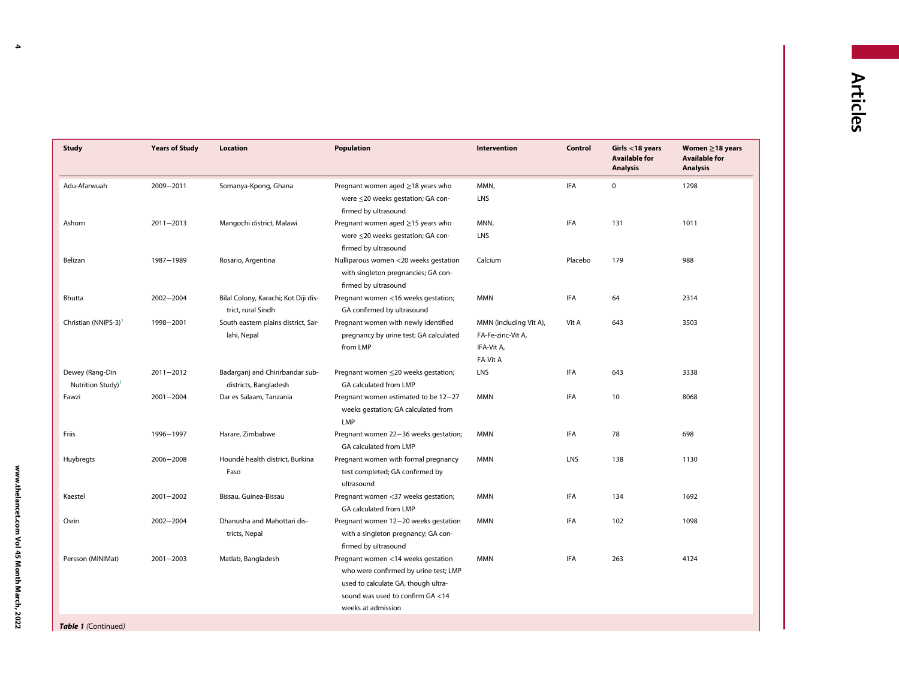| Study | Years of Study | Location | Population | Intervention | Control | Girls <18 years Available for Analysis | Women ≥18 years Available for Analysis |
|---|---|---|---|---|---|---|---|
| Adu-Afarwuah | 2009–2011 | Somanya-Kpong, Ghana | Pregnant women aged ≥18 years who were ≤20 weeks gestation; GA confirmed by ultrasound | MMN, LNS | IFA | 0 | 1298 |
| Ashorn | 2011–2013 | Mangochi district, Malawi | Pregnant women aged ≥15 years who were ≤20 weeks gestation; GA confirmed by ultrasound | MMN, LNS | IFA | 131 | 1011 |
| Belizan | 1987–1989 | Rosario, Argentina | Nulliparous women <20 weeks gestation with singleton pregnancies; GA confirmed by ultrasound | Calcium | Placebo | 179 | 988 |
| Bhutta | 2002–2004 | Bilal Colony, Karachi; Kot Diji district, rural Sindh | Pregnant women <16 weeks gestation; GA confirmed by ultrasound | MMN | IFA | 64 | 2314 |
| Christian (NNIPS-3)[1] | 1998–2001 | South eastern plains district, Sarlahi, Nepal | Pregnant women with newly identified pregnancy by urine test; GA calculated from LMP | MMN (including Vit A), FA-Fe-zinc-Vit A, IFA-Vit A, FA-Vit A | Vit A | 643 | 3503 |
| Dewey (Rang-Din Nutrition Study)[1] | 2011–2012 | Badarganj and Chirirbandar subdistricts, Bangladesh | Pregnant women ≤20 weeks gestation; GA calculated from LMP | LNS | IFA | 643 | 3338 |
| Fawzi | 2001–2004 | Dar es Salaam, Tanzania | Pregnant women estimated to be 12–27 weeks gestation; GA calculated from LMP | MMN | IFA | 10 | 8068 |
| Friis | 1996–1997 | Harare, Zimbabwe | Pregnant women 22–36 weeks gestation; GA calculated from LMP | MMN | IFA | 78 | 698 |
| Huybregts | 2006–2008 | Houndé health district, Burkina Faso | Pregnant women with formal pregnancy test completed; GA confirmed by ultrasound | MMN | LNS | 138 | 1130 |
| Kaestel | 2001–2002 | Bissau, Guinea-Bissau | Pregnant women <37 weeks gestation; GA calculated from LMP | MMN | IFA | 134 | 1692 |
| Osrin | 2002–2004 | Dhanusha and Mahottari districts, Nepal | Pregnant women 12–20 weeks gestation with a singleton pregnancy; GA confirmed by ultrasound | MMN | IFA | 102 | 1098 |
| Persson (MINIMat) | 2001–2003 | Matlab, Bangladesh | Pregnant women <14 weeks gestation who were confirmed by urine test; LMP used to calculate GA, though ultrasound was used to confirm GA <14 weeks at admission | MMN | IFA | 263 | 4124 |

***Table 1*** *(Continued)*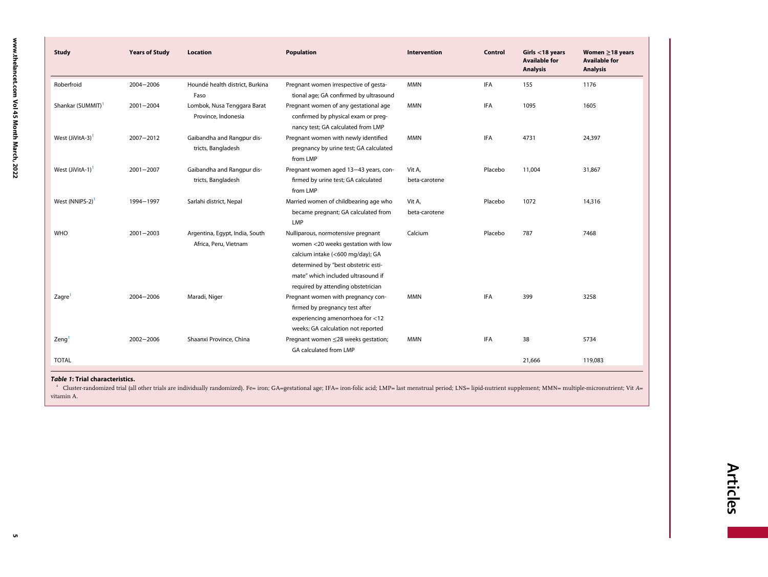| Study | Years of Study | Location | Population | Intervention | Control | Girls <18 years Available for Analysis | Women ≥18 years Available for Analysis |
|---|---|---|---|---|---|---|---|
| Roberfroid | 2004−2006 | Houndé health district, Burkina Faso | Pregnant women irrespective of gestational age; GA confirmed by ultrasound | MMN | IFA | 155 | 1176 |
| Shankar (SUMMIT)[1] | 2001−2004 | Lombok, Nusa Tenggara Barat Province, Indonesia | Pregnant women of any gestational age confirmed by physical exam or pregnancy test; GA calculated from LMP | MMN | IFA | 1095 | 1605 |
| West (JiVitA-3)[1] | 2007−2012 | Gaibandha and Rangpur districts, Bangladesh | Pregnant women with newly identified pregnancy by urine test; GA calculated from LMP | MMN | IFA | 4731 | 24,397 |
| West (JiVitA-1)[1] | 2001−2007 | Gaibandha and Rangpur districts, Bangladesh | Pregnant women aged 13−43 years, confirmed by urine test; GA calculated from LMP | Vit A, beta-carotene | Placebo | 11,004 | 31,867 |
| West (NNIPS-2)[1] | 1994−1997 | Sarlahi district, Nepal | Married women of childbearing age who became pregnant; GA calculated from LMP | Vit A, beta-carotene | Placebo | 1072 | 14,316 |
| WHO | 2001−2003 | Argentina, Egypt, India, South Africa, Peru, Vietnam | Nulliparous, normotensive pregnant women <20 weeks gestation with low calcium intake (<600 mg/day); GA determined by "best obstetric estimate" which included ultrasound if required by attending obstetrician | Calcium | Placebo | 787 | 7468 |
| Zagre[1] | 2004−2006 | Maradi, Niger | Pregnant women with pregnancy confirmed by pregnancy test after experiencing amenorrhoea for <12 weeks; GA calculation not reported | MMN | IFA | 399 | 3258 |
| Zeng[1] | 2002−2006 | Shaanxi Province, China | Pregnant women ≤28 weeks gestation; GA calculated from LMP | MMN | IFA | 38 | 5734 |
| TOTAL | | | | | | 21,666 | 119,083 |

***Table 1*: Trial characteristics.**

[1] Cluster-randomized trial (all other trials are individually randomized). Fe= iron; GA=gestational age; IFA= iron-folic acid; LMP= last menstrual period; LNS= lipid-nutrient supplement; MMN= multiple-micronutrient; Vit *A*= vitamin A.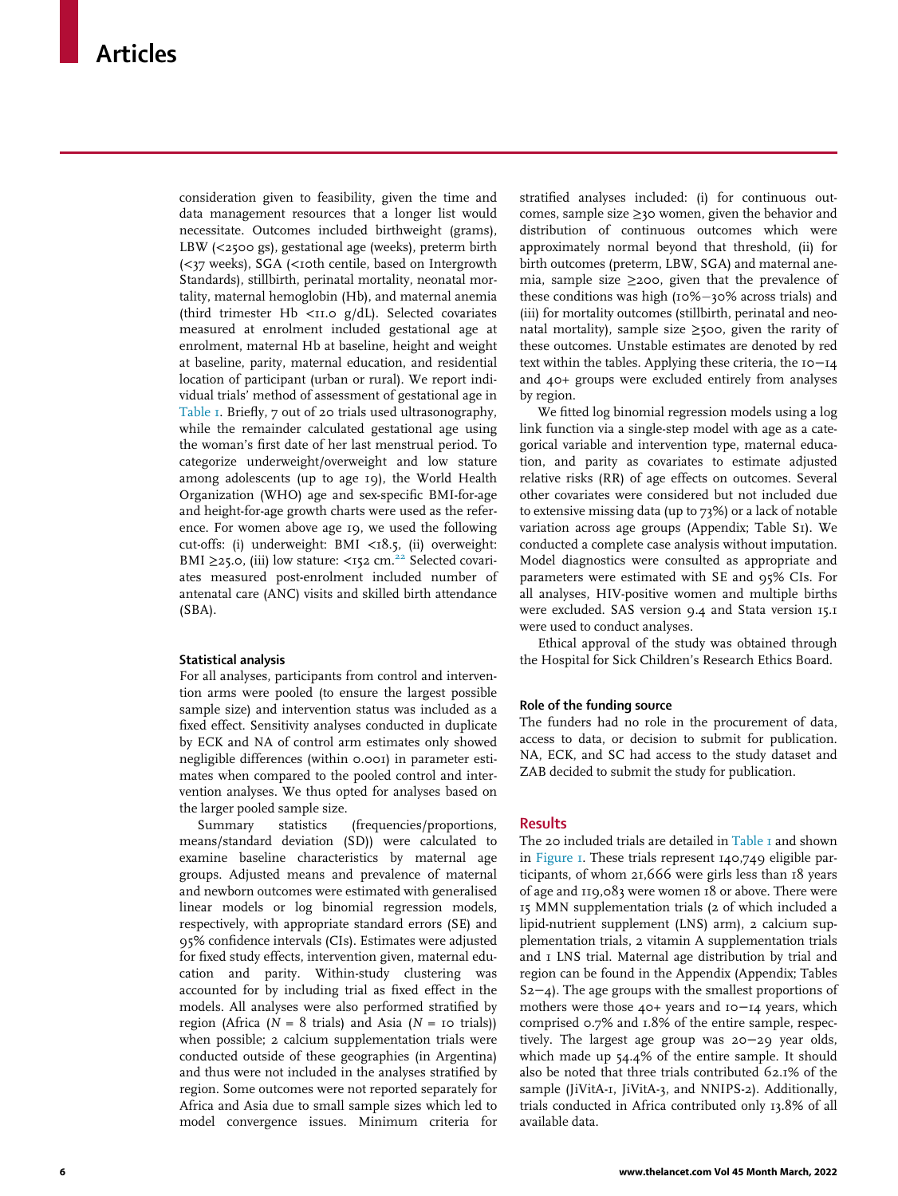consideration given to feasibility, given the time and data management resources that a longer list would necessitate. Outcomes included birthweight (grams), LBW (<2500 gs), gestational age (weeks), preterm birth (<37 weeks), SGA (<10th centile, based on Intergrowth Standards), stillbirth, perinatal mortality, neonatal mortality, maternal hemoglobin (Hb), and maternal anemia (third trimester Hb <11.0 g/dL). Selected covariates measured at enrolment included gestational age at enrolment, maternal Hb at baseline, height and weight at baseline, parity, maternal education, and residential location of participant (urban or rural). We report individual trials' method of assessment of gestational age in Table 1. Briefly, 7 out of 20 trials used ultrasonography, while the remainder calculated gestational age using the woman's first date of her last menstrual period. To categorize underweight/overweight and low stature among adolescents (up to age 19), the World Health Organization (WHO) age and sex-specific BMI-for-age and height-for-age growth charts were used as the reference. For women above age 19, we used the following cut-offs: (i) underweight: BMI <18.5, (ii) overweight: BMI ≥25.0, (iii) low stature: <152 cm.[22] Selected covariates measured post-enrolment included number of antenatal care (ANC) visits and skilled birth attendance (SBA).

### Statistical analysis

For all analyses, participants from control and intervention arms were pooled (to ensure the largest possible sample size) and intervention status was included as a fixed effect. Sensitivity analyses conducted in duplicate by ECK and NA of control arm estimates only showed negligible differences (within 0.001) in parameter estimates when compared to the pooled control and intervention analyses. We thus opted for analyses based on the larger pooled sample size.

Summary statistics (frequencies/proportions, means/standard deviation (SD)) were calculated to examine baseline characteristics by maternal age groups. Adjusted means and prevalence of maternal and newborn outcomes were estimated with generalised linear models or log binomial regression models, respectively, with appropriate standard errors (SE) and 95% confidence intervals (CIs). Estimates were adjusted for fixed study effects, intervention given, maternal education and parity. Within-study clustering was accounted for by including trial as fixed effect in the models. All analyses were also performed stratified by region (Africa ($N$ = 8 trials) and Asia ($N$ = 10 trials)) when possible; 2 calcium supplementation trials were conducted outside of these geographies (in Argentina) and thus were not included in the analyses stratified by region. Some outcomes were not reported separately for Africa and Asia due to small sample sizes which led to model convergence issues. Minimum criteria for stratified analyses included: (i) for continuous outcomes, sample size ≥30 women, given the behavior and distribution of continuous outcomes which were approximately normal beyond that threshold, (ii) for birth outcomes (preterm, LBW, SGA) and maternal anemia, sample size ≥200, given that the prevalence of these conditions was high (10%−30% across trials) and (iii) for mortality outcomes (stillbirth, perinatal and neonatal mortality), sample size ≥500, given the rarity of these outcomes. Unstable estimates are denoted by red text within the tables. Applying these criteria, the 10−14 and 40+ groups were excluded entirely from analyses by region.

We fitted log binomial regression models using a log link function via a single-step model with age as a categorical variable and intervention type, maternal education, and parity as covariates to estimate adjusted relative risks (RR) of age effects on outcomes. Several other covariates were considered but not included due to extensive missing data (up to 73%) or a lack of notable variation across age groups (Appendix; Table S1). We conducted a complete case analysis without imputation. Model diagnostics were consulted as appropriate and parameters were estimated with SE and 95% CIs. For all analyses, HIV-positive women and multiple births were excluded. SAS version 9.4 and Stata version 15.1 were used to conduct analyses.

Ethical approval of the study was obtained through the Hospital for Sick Children's Research Ethics Board.

### Role of the funding source

The funders had no role in the procurement of data, access to data, or decision to submit for publication. NA, ECK, and SC had access to the study dataset and ZAB decided to submit the study for publication.

## Results

The 20 included trials are detailed in Table 1 and shown in Figure 1. These trials represent 140,749 eligible participants, of whom 21,666 were girls less than 18 years of age and 119,083 were women 18 or above. There were 15 MMN supplementation trials (2 of which included a lipid-nutrient supplement (LNS) arm), 2 calcium supplementation trials, 2 vitamin A supplementation trials and 1 LNS trial. Maternal age distribution by trial and region can be found in the Appendix (Appendix; Tables S2−4). The age groups with the smallest proportions of mothers were those 40+ years and 10−14 years, which comprised 0.7% and 1.8% of the entire sample, respectively. The largest age group was 20−29 year olds, which made up 54.4% of the entire sample. It should also be noted that three trials contributed 62.1% of the sample (JiVitA-1, JiVitA-3, and NNIPS-2). Additionally, trials conducted in Africa contributed only 13.8% of all available data.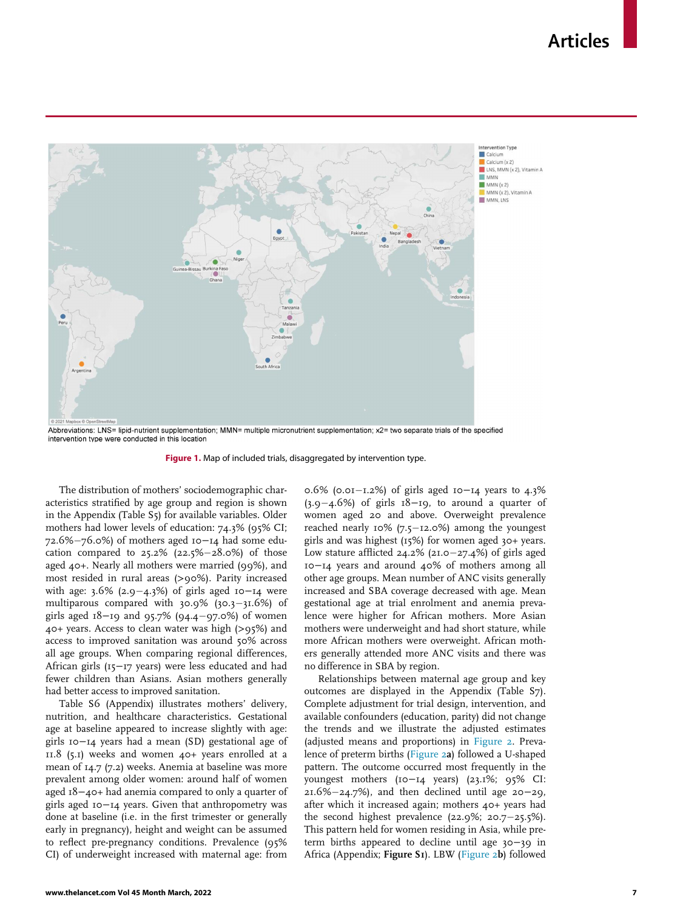Abbreviations: LNS= lipid-nutrient supplementation; MMN= multiple micronutrient supplementation; x2= two separate trials of the specified intervention type were conducted in this location

**Figure 1.** Map of included trials, disaggregated by intervention type.

The distribution of mothers' sociodemographic characteristics stratified by age group and region is shown in the Appendix (Table S5) for available variables. Older mothers had lower levels of education: 74.3% (95% CI; 72.6%–76.0%) of mothers aged 10–14 had some education compared to 25.2% (22.5%–28.0%) of those aged 40+. Nearly all mothers were married (99%), and most resided in rural areas (>90%). Parity increased with age: 3.6% (2.9–4.3%) of girls aged 10–14 were multiparous compared with 30.9% (30.3–31.6%) of girls aged 18–19 and 95.7% (94.4–97.0%) of women 40+ years. Access to clean water was high (>95%) and access to improved sanitation was around 50% across all age groups. When comparing regional differences, African girls (15–17 years) were less educated and had fewer children than Asians. Asian mothers generally had better access to improved sanitation.

Table S6 (Appendix) illustrates mothers' delivery, nutrition, and healthcare characteristics. Gestational age at baseline appeared to increase slightly with age: girls 10–14 years had a mean (SD) gestational age of 11.8 (5.1) weeks and women 40+ years enrolled at a mean of 14.7 (7.2) weeks. Anemia at baseline was more prevalent among older women: around half of women aged 18–40+ had anemia compared to only a quarter of girls aged 10–14 years. Given that anthropometry was done at baseline (i.e. in the first trimester or generally early in pregnancy), height and weight can be assumed to reflect pre-pregnancy conditions. Prevalence (95% CI) of underweight increased with maternal age: from 0.6% (0.01–1.2%) of girls aged 10–14 years to 4.3% (3.9–4.6%) of girls 18–19, to around a quarter of women aged 20 and above. Overweight prevalence reached nearly 10% (7.5–12.0%) among the youngest girls and was highest (15%) for women aged 30+ years. Low stature afflicted 24.2% (21.0–27.4%) of girls aged 10–14 years and around 40% of mothers among all other age groups. Mean number of ANC visits generally increased and SBA coverage decreased with age. Mean gestational age at trial enrolment and anemia prevalence were higher for African mothers. More Asian mothers were underweight and had short stature, while more African mothers were overweight. African mothers generally attended more ANC visits and there was no difference in SBA by region.

Relationships between maternal age group and key outcomes are displayed in the Appendix (Table S7). Complete adjustment for trial design, intervention, and available confounders (education, parity) did not change the trends and we illustrate the adjusted estimates (adjusted means and proportions) in Figure 2. Prevalence of preterm births (Figure 2a) followed a U-shaped pattern. The outcome occurred most frequently in the youngest mothers (10–14 years) (23.1%; 95% CI: 21.6%–24.7%), and then declined until age 20–29, after which it increased again; mothers 40+ years had the second highest prevalence (22.9%; 20.7–25.5%). This pattern held for women residing in Asia, while preterm births appeared to decline until age 30–39 in Africa (Appendix; **Figure S1**). LBW (Figure 2b) followed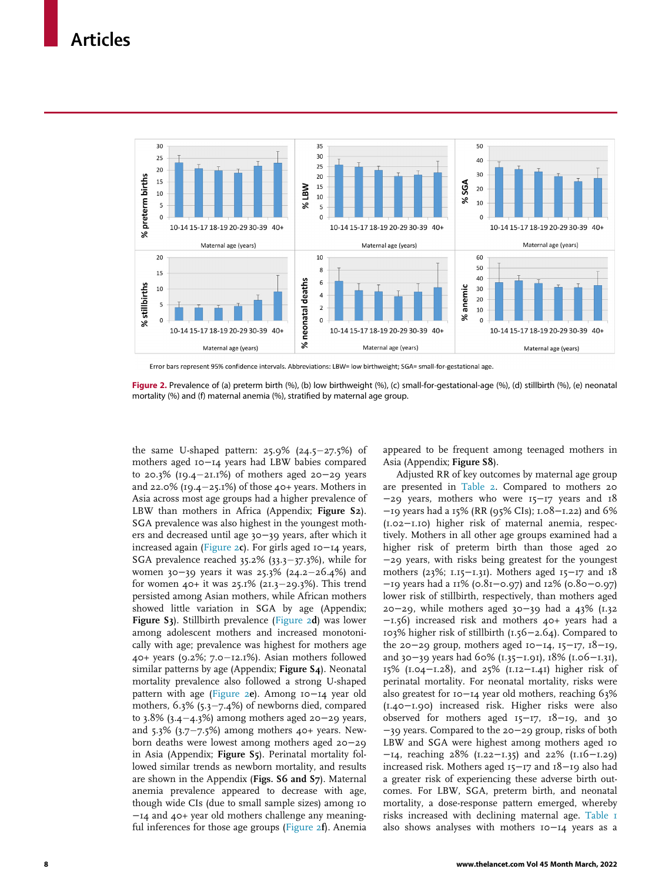Error bars represent 95% confidence intervals. Abbreviations: LBW= low birthweight; SGA= small-for-gestational age.

**Figure 2.** Prevalence of (a) preterm birth (%), (b) low birthweight (%), (c) small-for-gestational-age (%), (d) stillbirth (%), (e) neonatal mortality (%) and (f) maternal anemia (%), stratified by maternal age group.

the same U-shaped pattern: 25.9% (24.5−27.5%) of mothers aged 10−14 years had LBW babies compared to 20.3% (19.4−21.1%) of mothers aged 20−29 years and 22.0% (19.4−25.1%) of those 40+ years. Mothers in Asia across most age groups had a higher prevalence of LBW than mothers in Africa (Appendix; **Figure S2**). SGA prevalence was also highest in the youngest mothers and decreased until age 30−39 years, after which it increased again (Figure 2**c**). For girls aged 10−14 years, SGA prevalence reached 35.2% (33.3−37.3%), while for women 30−39 years it was 25.3% (24.2−26.4%) and for women 40+ it was 25.1% (21.3−29.3%). This trend persisted among Asian mothers, while African mothers showed little variation in SGA by age (Appendix; **Figure S3**). Stillbirth prevalence (Figure 2**d**) was lower among adolescent mothers and increased monotonically with age; prevalence was highest for mothers age 40+ years (9.2%; 7.0−12.1%). Asian mothers followed similar patterns by age (Appendix; **Figure S4**). Neonatal mortality prevalence also followed a strong U-shaped pattern with age (Figure 2**e**). Among 10−14 year old mothers, 6.3% (5.3−7.4%) of newborns died, compared to 3.8% (3.4−4.3%) among mothers aged 20−29 years, and 5.3% (3.7−7.5%) among mothers 40+ years. Newborn deaths were lowest among mothers aged 20−29 in Asia (Appendix; **Figure S5**). Perinatal mortality followed similar trends as newborn mortality, and results are shown in the Appendix (**Figs. S6 and S7**). Maternal anemia prevalence appeared to decrease with age, though wide CIs (due to small sample sizes) among 10−14 and 40+ year old mothers challenge any meaningful inferences for those age groups (Figure 2**f**). Anemia appeared to be frequent among teenaged mothers in Asia (Appendix; **Figure S8**).

Adjusted RR of key outcomes by maternal age group are presented in Table 2. Compared to mothers 20−29 years, mothers who were 15−17 years and 18−19 years had a 15% (RR (95% CIs); 1.08−1.22) and 6% (1.02−1.10) higher risk of maternal anemia, respectively. Mothers in all other age groups examined had a higher risk of preterm birth than those aged 20−29 years, with risks being greatest for the youngest mothers (23%; 1.15−1.31). Mothers aged 15−17 and 18−19 years had a 11% (0.81−0.97) and 12% (0.80−0.97) lower risk of stillbirth, respectively, than mothers aged 20−29, while mothers aged 30−39 had a 43% (1.32−1.56) increased risk and mothers 40+ years had a 103% higher risk of stillbirth (1.56−2.64). Compared to the 20−29 group, mothers aged 10−14, 15−17, 18−19, and 30−39 years had 60% (1.35−1.91), 18% (1.06−1.31), 15% (1.04−1.28), and 25% (1.12−1.41) higher risk of perinatal mortality. For neonatal mortality, risks were also greatest for 10−14 year old mothers, reaching 63% (1.40−1.90) increased risk. Higher risks were also observed for mothers aged 15−17, 18−19, and 30−39 years. Compared to the 20−29 group, risks of both LBW and SGA were highest among mothers aged 10−14, reaching 28% (1.22−1.35) and 22% (1.16−1.29) increased risk. Mothers aged 15−17 and 18−19 also had a greater risk of experiencing these adverse birth outcomes. For LBW, SGA, preterm birth, and neonatal mortality, a dose-response pattern emerged, whereby risks increased with declining maternal age. Table 1 also shows analyses with mothers 10−14 years as a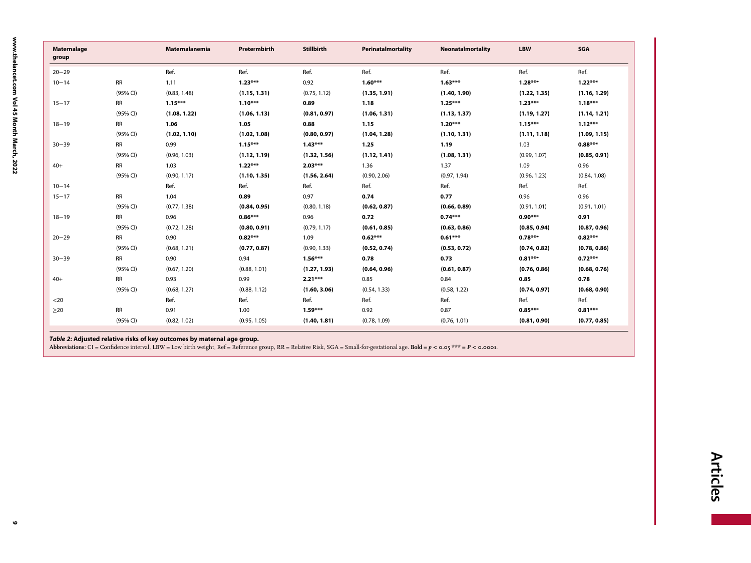| Maternalage group | | Maternalanemia | Pretermbirth | Stillbirth | Perinatalmortality | Neonatalmortality | LBW | SGA |
|---|---|---|---|---|---|---|---|---|
| 20−29 | | Ref. | Ref. | Ref. | Ref. | Ref. | Ref. | Ref. |
| 10−14 | RR | 1.11 | **1.23*** ** | 0.92 | **1.60*** ** | **1.63*** ** | **1.28*** ** | **1.22*** ** |
| | (95% CI) | (0.83, 1.48) | **(1.15, 1.31)** | (0.75, 1.12) | **(1.35, 1.91)** | **(1.40, 1.90)** | **(1.22, 1.35)** | **(1.16, 1.29)** |
| 15−17 | RR | **1.15*** ** | **1.10*** ** | **0.89** | **1.18** | **1.25*** ** | **1.23*** ** | **1.18*** ** |
| | (95% CI) | **(1.08, 1.22)** | **(1.06, 1.13)** | **(0.81, 0.97)** | **(1.06, 1.31)** | **(1.13, 1.37)** | **(1.19, 1.27)** | **(1.14, 1.21)** |
| 18−19 | RR | **1.06** | **1.05** | **0.88** | **1.15** | **1.20*** ** | **1.15*** ** | **1.12*** ** |
| | (95% CI) | **(1.02, 1.10)** | **(1.02, 1.08)** | **(0.80, 0.97)** | **(1.04, 1.28)** | **(1.10, 1.31)** | **(1.11, 1.18)** | **(1.09, 1.15)** |
| 30−39 | RR | 0.99 | **1.15*** ** | **1.43*** ** | **1.25** | **1.19** | 1.03 | **0.88*** ** |
| | (95% CI) | (0.96, 1.03) | **(1.12, 1.19)** | **(1.32, 1.56)** | **(1.12, 1.41)** | **(1.08, 1.31)** | (0.99, 1.07) | **(0.85, 0.91)** |
| 40+ | RR | 1.03 | **1.22*** ** | **2.03*** ** | 1.36 | 1.37 | 1.09 | 0.96 |
| | (95% CI) | (0.90, 1.17) | **(1.10, 1.35)** | **(1.56, 2.64)** | (0.90, 2.06) | (0.97, 1.94) | (0.96, 1.23) | (0.84, 1.08) |
| 10−14 | | Ref. | Ref. | Ref. | Ref. | Ref. | Ref. | Ref. |
| 15−17 | RR | 1.04 | **0.89** | 0.97 | **0.74** | **0.77** | 0.96 | 0.96 |
| | (95% CI) | (0.77, 1.38) | **(0.84, 0.95)** | (0.80, 1.18) | **(0.62, 0.87)** | **(0.66, 0.89)** | (0.91, 1.01) | (0.91, 1.01) |
| 18−19 | RR | 0.96 | **0.86*** ** | 0.96 | **0.72** | **0.74*** ** | **0.90*** ** | **0.91** |
| | (95% CI) | (0.72, 1.28) | **(0.80, 0.91)** | (0.79, 1.17) | **(0.61, 0.85)** | **(0.63, 0.86)** | **(0.85, 0.94)** | **(0.87, 0.96)** |
| 20−29 | RR | 0.90 | **0.82*** ** | 1.09 | **0.62*** ** | **0.61*** ** | **0.78*** ** | **0.82*** ** |
| | (95% CI) | (0.68, 1.21) | **(0.77, 0.87)** | (0.90, 1.33) | **(0.52, 0.74)** | **(0.53, 0.72)** | **(0.74, 0.82)** | **(0.78, 0.86)** |
| 30−39 | RR | 0.90 | 0.94 | **1.56*** ** | **0.78** | **0.73** | **0.81*** ** | **0.72*** ** |
| | (95% CI) | (0.67, 1.20) | (0.88, 1.01) | **(1.27, 1.93)** | **(0.64, 0.96)** | **(0.61, 0.87)** | **(0.76, 0.86)** | **(0.68, 0.76)** |
| 40+ | RR | 0.93 | 0.99 | **2.21*** ** | 0.85 | 0.84 | **0.85** | **0.78** |
| | (95% CI) | (0.68, 1.27) | (0.88, 1.12) | **(1.60, 3.06)** | (0.54, 1.33) | (0.58, 1.22) | **(0.74, 0.97)** | **(0.68, 0.90)** |
| <20 | | Ref. | Ref. | Ref. | Ref. | Ref. | Ref. | Ref. |
| ≥20 | RR | 0.91 | 1.00 | **1.59*** ** | 0.92 | 0.87 | **0.85*** ** | **0.81*** ** |
| | (95% CI) | (0.82, 1.02) | (0.95, 1.05) | **(1.40, 1.81)** | (0.78, 1.09) | (0.76, 1.01) | **(0.81, 0.90)** | **(0.77, 0.85)** |

***Table 2*: Adjusted relative risks of key outcomes by maternal age group.**

**Abbreviations:** CI = Confidence interval, LBW = Low birth weight, Ref = Reference group, RR = Relative Risk, SGA = Small-for-gestational age. **Bold** = $p < 0.05$ *** = $P < 0.0001$.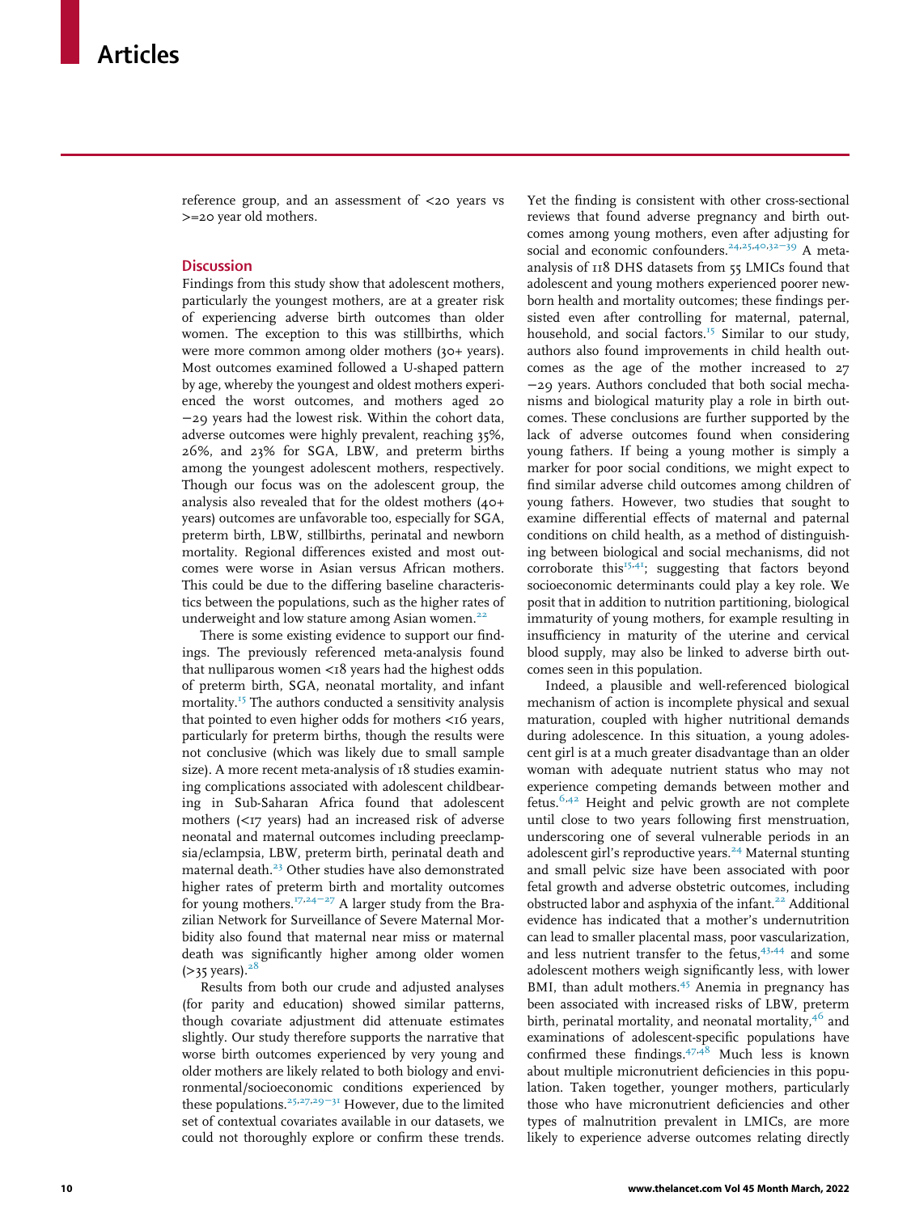reference group, and an assessment of <20 years vs >=20 year old mothers.

## Discussion

Findings from this study show that adolescent mothers, particularly the youngest mothers, are at a greater risk of experiencing adverse birth outcomes than older women. The exception to this was stillbirths, which were more common among older mothers (30+ years). Most outcomes examined followed a U-shaped pattern by age, whereby the youngest and oldest mothers experienced the worst outcomes, and mothers aged 20−29 years had the lowest risk. Within the cohort data, adverse outcomes were highly prevalent, reaching 35%, 26%, and 23% for SGA, LBW, and preterm births among the youngest adolescent mothers, respectively. Though our focus was on the adolescent group, the analysis also revealed that for the oldest mothers (40+ years) outcomes are unfavorable too, especially for SGA, preterm birth, LBW, stillbirths, perinatal and newborn mortality. Regional differences existed and most outcomes were worse in Asian versus African mothers. This could be due to the differing baseline characteristics between the populations, such as the higher rates of underweight and low stature among Asian women.[22]

There is some existing evidence to support our findings. The previously referenced meta-analysis found that nulliparous women <18 years had the highest odds of preterm birth, SGA, neonatal mortality, and infant mortality.[15] The authors conducted a sensitivity analysis that pointed to even higher odds for mothers <16 years, particularly for preterm births, though the results were not conclusive (which was likely due to small sample size). A more recent meta-analysis of 18 studies examining complications associated with adolescent childbearing in Sub-Saharan Africa found that adolescent mothers (<17 years) had an increased risk of adverse neonatal and maternal outcomes including preeclampsia/eclampsia, LBW, preterm birth, perinatal death and maternal death.[23] Other studies have also demonstrated higher rates of preterm birth and mortality outcomes for young mothers.[17,24−27] A larger study from the Brazilian Network for Surveillance of Severe Maternal Morbidity also found that maternal near miss or maternal death was significantly higher among older women (>35 years).[28]

Results from both our crude and adjusted analyses (for parity and education) showed similar patterns, though covariate adjustment did attenuate estimates slightly. Our study therefore supports the narrative that worse birth outcomes experienced by very young and older mothers are likely related to both biology and environmental/socioeconomic conditions experienced by these populations.[25,27,29−31] However, due to the limited set of contextual covariates available in our datasets, we could not thoroughly explore or confirm these trends. Yet the finding is consistent with other cross-sectional reviews that found adverse pregnancy and birth outcomes among young mothers, even after adjusting for social and economic confounders.[24,25,40,32−39] A meta-analysis of 118 DHS datasets from 55 LMICs found that adolescent and young mothers experienced poorer newborn health and mortality outcomes; these findings persisted even after controlling for maternal, paternal, household, and social factors.[15] Similar to our study, authors also found improvements in child health outcomes as the age of the mother increased to 27−29 years. Authors concluded that both social mechanisms and biological maturity play a role in birth outcomes. These conclusions are further supported by the lack of adverse outcomes found when considering young fathers. If being a young mother is simply a marker for poor social conditions, we might expect to find similar adverse child outcomes among children of young fathers. However, two studies that sought to examine differential effects of maternal and paternal conditions on child health, as a method of distinguishing between biological and social mechanisms, did not corroborate this[15,41]; suggesting that factors beyond socioeconomic determinants could play a key role. We posit that in addition to nutrition partitioning, biological immaturity of young mothers, for example resulting in insufficiency in maturity of the uterine and cervical blood supply, may also be linked to adverse birth outcomes seen in this population.

Indeed, a plausible and well-referenced biological mechanism of action is incomplete physical and sexual maturation, coupled with higher nutritional demands during adolescence. In this situation, a young adolescent girl is at a much greater disadvantage than an older woman with adequate nutrient status who may not experience competing demands between mother and fetus.[6,42] Height and pelvic growth are not complete until close to two years following first menstruation, underscoring one of several vulnerable periods in an adolescent girl's reproductive years.[24] Maternal stunting and small pelvic size have been associated with poor fetal growth and adverse obstetric outcomes, including obstructed labor and asphyxia of the infant.[22] Additional evidence has indicated that a mother's undernutrition can lead to smaller placental mass, poor vascularization, and less nutrient transfer to the fetus,[43,44] and some adolescent mothers weigh significantly less, with lower BMI, than adult mothers.[45] Anemia in pregnancy has been associated with increased risks of LBW, preterm birth, perinatal mortality, and neonatal mortality,[46] and examinations of adolescent-specific populations have confirmed these findings.[47,48] Much less is known about multiple micronutrient deficiencies in this population. Taken together, younger mothers, particularly those who have micronutrient deficiencies and other types of malnutrition prevalent in LMICs, are more likely to experience adverse outcomes relating directly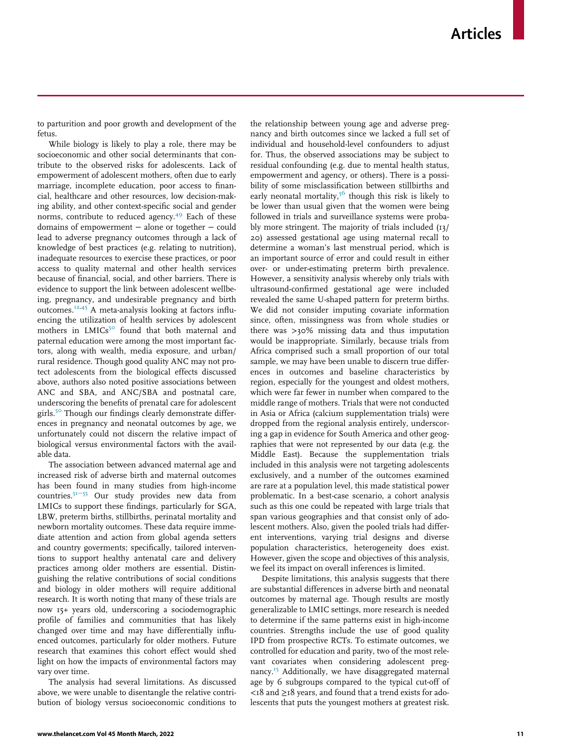to parturition and poor growth and development of the fetus.

While biology is likely to play a role, there may be socioeconomic and other social determinants that contribute to the observed risks for adolescents. Lack of empowerment of adolescent mothers, often due to early marriage, incomplete education, poor access to financial, healthcare and other resources, low decision-making ability, and other context-specific social and gender norms, contribute to reduced agency.[49] Each of these domains of empowerment — alone or together — could lead to adverse pregnancy outcomes through a lack of knowledge of best practices (e.g. relating to nutrition), inadequate resources to exercise these practices, or poor access to quality maternal and other health services because of financial, social, and other barriers. There is evidence to support the link between adolescent wellbeing, pregnancy, and undesirable pregnancy and birth outcomes.[12,45] A meta-analysis looking at factors influencing the utilization of health services by adolescent mothers in LMICs[50] found that both maternal and paternal education were among the most important factors, along with wealth, media exposure, and urban/rural residence. Though good quality ANC may not protect adolescents from the biological effects discussed above, authors also noted positive associations between ANC and SBA, and ANC/SBA and postnatal care, underscoring the benefits of prenatal care for adolescent girls.[50] Though our findings clearly demonstrate differences in pregnancy and neonatal outcomes by age, we unfortunately could not discern the relative impact of biological versus environmental factors with the available data.

The association between advanced maternal age and increased risk of adverse birth and maternal outcomes has been found in many studies from high-income countries.[51–55] Our study provides new data from LMICs to support these findings, particularly for SGA, LBW, preterm births, stillbirths, perinatal mortality and newborn mortality outcomes. These data require immediate attention and action from global agenda setters and country goverments; specifically, tailored interventions to support healthy antenatal care and delivery practices among older mothers are essential. Distinguishing the relative contributions of social conditions and biology in older mothers will require additional research. It is worth noting that many of these trials are now 15+ years old, underscoring a sociodemographic profile of families and communities that has likely changed over time and may have differentially influenced outcomes, particularly for older mothers. Future research that examines this cohort effect would shed light on how the impacts of environmental factors may vary over time.

The analysis had several limitations. As discussed above, we were unable to disentangle the relative contribution of biology versus socioeconomic conditions to the relationship between young age and adverse pregnancy and birth outcomes since we lacked a full set of individual and household-level confounders to adjust for. Thus, the observed associations may be subject to residual confounding (e.g. due to mental health status, empowerment and agency, or others). There is a possibility of some misclassification between stillbirths and early neonatal mortality,[56] though this risk is likely to be lower than usual given that the women were being followed in trials and surveillance systems were probably more stringent. The majority of trials included (13/20) assessed gestational age using maternal recall to determine a woman's last menstrual period, which is an important source of error and could result in either over- or under-estimating preterm birth prevalence. However, a sensitivity analysis whereby only trials with ultrasound-confirmed gestational age were included revealed the same U-shaped pattern for preterm births. We did not consider imputing covariate information since, often, missingness was from whole studies or there was >30% missing data and thus imputation would be inappropriate. Similarly, because trials from Africa comprised such a small proportion of our total sample, we may have been unable to discern true differences in outcomes and baseline characteristics by region, especially for the youngest and oldest mothers, which were far fewer in number when compared to the middle range of mothers. Trials that were not conducted in Asia or Africa (calcium supplementation trials) were dropped from the regional analysis entirely, underscoring a gap in evidence for South America and other geographies that were not represented by our data (e.g. the Middle East). Because the supplementation trials included in this analysis were not targeting adolescents exclusively, and a number of the outcomes examined are rare at a population level, this made statistical power problematic. In a best-case scenario, a cohort analysis such as this one could be repeated with large trials that span various geographies and that consist only of adolescent mothers. Also, given the pooled trials had different interventions, varying trial designs and diverse population characteristics, heterogeneity does exist. However, given the scope and objectives of this analysis, we feel its impact on overall inferences is limited.

Despite limitations, this analysis suggests that there are substantial differences in adverse birth and neonatal outcomes by maternal age. Though results are mostly generalizable to LMIC settings, more research is needed to determine if the same patterns exist in high-income countries. Strengths include the use of good quality IPD from prospective RCTs. To estimate outcomes, we controlled for education and parity, two of the most relevant covariates when considering adolescent pregnancy.[15] Additionally, we have disaggregated maternal age by 6 subgroups compared to the typical cut-off of <18 and ≥18 years, and found that a trend exists for adolescents that puts the youngest mothers at greatest risk.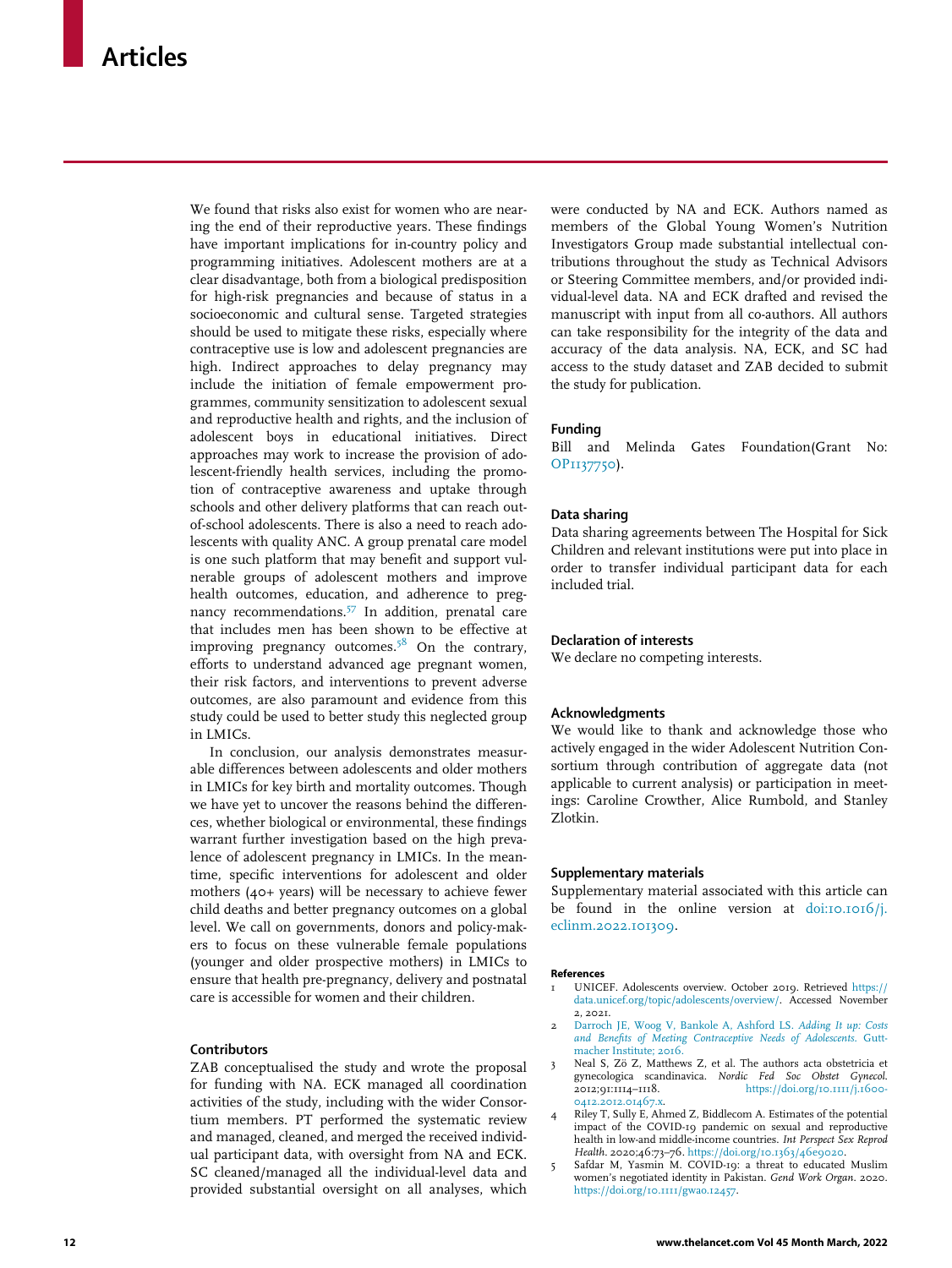We found that risks also exist for women who are nearing the end of their reproductive years. These findings have important implications for in-country policy and programming initiatives. Adolescent mothers are at a clear disadvantage, both from a biological predisposition for high-risk pregnancies and because of status in a socioeconomic and cultural sense. Targeted strategies should be used to mitigate these risks, especially where contraceptive use is low and adolescent pregnancies are high. Indirect approaches to delay pregnancy may include the initiation of female empowerment programmes, community sensitization to adolescent sexual and reproductive health and rights, and the inclusion of adolescent boys in educational initiatives. Direct approaches may work to increase the provision of adolescent-friendly health services, including the promotion of contraceptive awareness and uptake through schools and other delivery platforms that can reach out-of-school adolescents. There is also a need to reach adolescents with quality ANC. A group prenatal care model is one such platform that may benefit and support vulnerable groups of adolescent mothers and improve health outcomes, education, and adherence to pregnancy recommendations.[57] In addition, prenatal care that includes men has been shown to be effective at improving pregnancy outcomes.[58] On the contrary, efforts to understand advanced age pregnant women, their risk factors, and interventions to prevent adverse outcomes, are also paramount and evidence from this study could be used to better study this neglected group in LMICs.

In conclusion, our analysis demonstrates measurable differences between adolescents and older mothers in LMICs for key birth and mortality outcomes. Though we have yet to uncover the reasons behind the differences, whether biological or environmental, these findings warrant further investigation based on the high prevalence of adolescent pregnancy in LMICs. In the meantime, specific interventions for adolescent and older mothers (40+ years) will be necessary to achieve fewer child deaths and better pregnancy outcomes on a global level. We call on governments, donors and policy-makers to focus on these vulnerable female populations (younger and older prospective mothers) in LMICs to ensure that health pre-pregnancy, delivery and postnatal care is accessible for women and their children.

## Contributors

ZAB conceptualised the study and wrote the proposal for funding with NA. ECK managed all coordination activities of the study, including with the wider Consortium members. PT performed the systematic review and managed, cleaned, and merged the received individual participant data, with oversight from NA and ECK. SC cleaned/managed all the individual-level data and provided substantial oversight on all analyses, which were conducted by NA and ECK. Authors named as members of the Global Young Women's Nutrition Investigators Group made substantial intellectual contributions throughout the study as Technical Advisors or Steering Committee members, and/or provided individual-level data. NA and ECK drafted and revised the manuscript with input from all co-authors. All authors can take responsibility for the integrity of the data and accuracy of the data analysis. NA, ECK, and SC had access to the study dataset and ZAB decided to submit the study for publication.

## Funding

Bill and Melinda Gates Foundation(Grant No: OP1137750).

## Data sharing

Data sharing agreements between The Hospital for Sick Children and relevant institutions were put into place in order to transfer individual participant data for each included trial.

## Declaration of interests

We declare no competing interests.

## Acknowledgments

We would like to thank and acknowledge those who actively engaged in the wider Adolescent Nutrition Consortium through contribution of aggregate data (not applicable to current analysis) or participation in meetings: Caroline Crowther, Alice Rumbold, and Stanley Zlotkin.

## Supplementary materials

Supplementary material associated with this article can be found in the online version at doi:10.1016/j.eclinm.2022.101309.

## References

1. UNICEF. Adolescents overview. October 2019. Retrieved https://data.unicef.org/topic/adolescents/overview/. Accessed November 2, 2021.
2. Darroch JE, Woog V, Bankole A, Ashford LS. *Adding It up: Costs and Benefits of Meeting Contraceptive Needs of Adolescents*. Guttmacher Institute; 2016.
3. Neal S, Zö Z, Matthews Z, et al. The authors acta obstetricia et gynecologica scandinavica. *Nordic Fed Soc Obstet Gynecol*. 2012;91:1114–1118. https://doi.org/10.1111/j.1600-0412.2012.01467.x.
4. Riley T, Sully E, Ahmed Z, Biddlecom A. Estimates of the potential impact of the COVID-19 pandemic on sexual and reproductive health in low-and middle-income countries. *Int Perspect Sex Reprod Health*. 2020;46:73–76. https://doi.org/10.1363/46e9020.
5. Safdar M, Yasmin M. COVID-19: a threat to educated Muslim women's negotiated identity in Pakistan. *Gend Work Organ*. 2020. https://doi.org/10.1111/gwao.12457.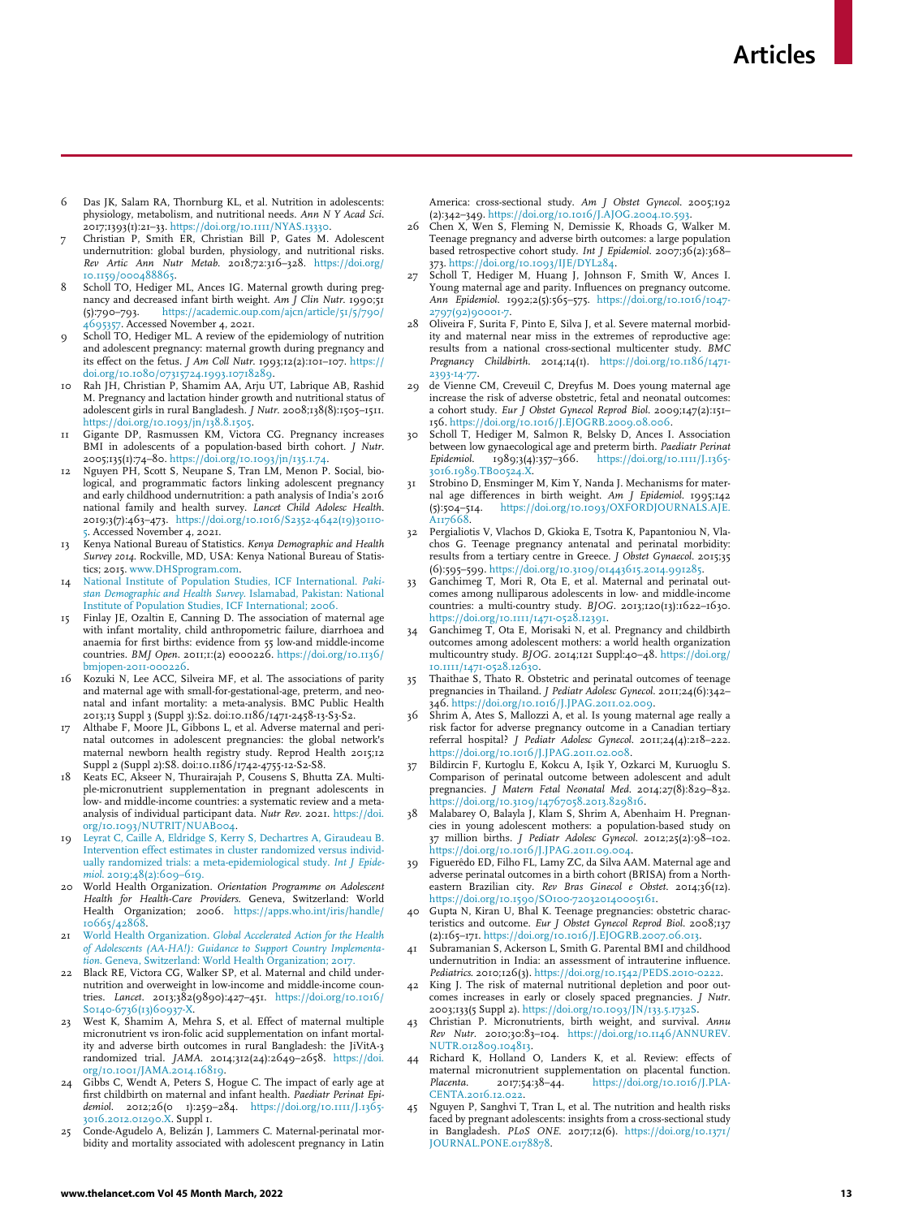6 Das JK, Salam RA, Thornburg KL, et al. Nutrition in adolescents: physiology, metabolism, and nutritional needs. *Ann N Y Acad Sci*. 2017;1393(1):21–33. https://doi.org/10.1111/NYAS.13330.

7 Christian P, Smith ER, Christian Bill P, Gates M. Adolescent undernutrition: global burden, physiology, and nutritional risks. *Rev Artic Ann Nutr Metab*. 2018;72:316–328. https://doi.org/10.1159/000488865.

8 Scholl TO, Hediger ML, Ances IG. Maternal growth during pregnancy and decreased infant birth weight. *Am J Clin Nutr*. 1990;51(5):790–793. https://academic.oup.com/ajcn/article/51/5/790/4695357. Accessed November 4, 2021.

9 Scholl TO, Hediger ML. A review of the epidemiology of nutrition and adolescent pregnancy: maternal growth during pregnancy and its effect on the fetus. *J Am Coll Nutr*. 1993;12(2):101–107. https://doi.org/10.1080/07315724.1993.10718289.

10 Rah JH, Christian P, Shamim AA, Arju UT, Labrique AB, Rashid M. Pregnancy and lactation hinder growth and nutritional status of adolescent girls in rural Bangladesh. *J Nutr*. 2008;138(8):1505–1511. https://doi.org/10.1093/jn/138.8.1505.

11 Gigante DP, Rasmussen KM, Victora CG. Pregnancy increases BMI in adolescents of a population-based birth cohort. *J Nutr*. 2005;135(1):74–80. https://doi.org/10.1093/jn/135.1.74.

12 Nguyen PH, Scott S, Neupane S, Tran LM, Menon P. Social, biological, and programmatic factors linking adolescent pregnancy and early childhood undernutrition: a path analysis of India's 2016 national family and health survey. *Lancet Child Adolesc Health*. 2019;3(7):463–473. https://doi.org/10.1016/S2352-4642(19)30110-5. Accessed November 4, 2021.

13 Kenya National Bureau of Statistics. *Kenya Demographic and Health Survey 2014*. Rockville, MD, USA: Kenya National Bureau of Statistics; 2015. www.DHSprogram.com.

14 National Institute of Population Studies, ICF International. *Pakistan Demographic and Health Survey*. Islamabad, Pakistan: National Institute of Population Studies, ICF International; 2006.

15 Finlay JE, Ozaltin E, Canning D. The association of maternal age with infant mortality, child anthropometric failure, diarrhoea and anaemia for first births: evidence from 55 low-and middle-income countries. *BMJ Open*. 2011;1:(2) e000226. https://doi.org/10.1136/bmjopen-2011-000226.

16 Kozuki N, Lee ACC, Silveira MF, et al. The associations of parity and maternal age with small-for-gestational-age, preterm, and neonatal and infant mortality: a meta-analysis. BMC Public Health 2013;13 Suppl 3 (Suppl 3):S2. doi:10.1186/1471-2458-13-S3-S2.

17 Althabe F, Moore JL, Gibbons L, et al. Adverse maternal and perinatal outcomes in adolescent pregnancies: the global network's maternal newborn health registry study. Reprod Health 2015;12 Suppl 2 (Suppl 2):S8. doi:10.1186/1742-4755-12-S2-S8.

18 Keats EC, Akseer N, Thurairajah P, Cousens S, Bhutta ZA. Multiple-micronutrient supplementation in pregnant adolescents in low- and middle-income countries: a systematic review and a meta-analysis of individual participant data. *Nutr Rev*. 2021. https://doi.org/10.1093/NUTRIT/NUAB004.

19 Leyrat C, Caille A, Eldridge S, Kerry S, Dechartres A, Giraudeau B. Intervention effect estimates in cluster randomized versus individually randomized trials: a meta-epidemiological study. *Int J Epidemiol*. 2019;48(2):609–619.

20 World Health Organization. *Orientation Programme on Adolescent Health for Health-Care Providers*. Geneva, Switzerland: World Health Organization; 2006. https://apps.who.int/iris/handle/10665/42868.

21 World Health Organization. *Global Accelerated Action for the Health of Adolescents (AA-HA!): Guidance to Support Country Implementation*. Geneva, Switzerland: World Health Organization; 2017.

22 Black RE, Victora CG, Walker SP, et al. Maternal and child undernutrition and overweight in low-income and middle-income countries. *Lancet*. 2013;382(9890):427–451. https://doi.org/10.1016/S0140-6736(13)60937-X.

23 West K, Shamim A, Mehra S, et al. Effect of maternal multiple micronutrient vs iron-folic acid supplementation on infant mortality and adverse birth outcomes in rural Bangladesh: the JiVitA-3 randomized trial. *JAMA*. 2014;312(24):2649–2658. https://doi.org/10.1001/JAMA.2014.16819.

24 Gibbs C, Wendt A, Peters S, Hogue C. The impact of early age at first childbirth on maternal and infant health. *Paediatr Perinat Epidemiol*. 2012;26(0 1):259–284. https://doi.org/10.1111/J.1365-3016.2012.01290.X. Suppl 1.

25 Conde-Agudelo A, Belizán J, Lammers C. Maternal-perinatal morbidity and mortality associated with adolescent pregnancy in Latin America: cross-sectional study. *Am J Obstet Gynecol*. 2005;192(2):342–349. https://doi.org/10.1016/J.AJOG.2004.10.593.

26 Chen X, Wen S, Fleming N, Demissie K, Rhoads G, Walker M. Teenage pregnancy and adverse birth outcomes: a large population based retrospective cohort study. *Int J Epidemiol*. 2007;36(2):368–373. https://doi.org/10.1093/IJE/DYL284.

27 Scholl T, Hediger M, Huang J, Johnson F, Smith W, Ances I. Young maternal age and parity. Influences on pregnancy outcome. *Ann Epidemiol*. 1992;2(5):565–575. https://doi.org/10.1016/1047-2797(92)90001-7.

28 Oliveira F, Surita F, Pinto E, Silva J, et al. Severe maternal morbidity and maternal near miss in the extremes of reproductive age: results from a national cross-sectional multicenter study. *BMC Pregnancy Childbirth*. 2014;14(1). https://doi.org/10.1186/1471-2393-14-77.

29 de Vienne CM, Creveuil C, Dreyfus M. Does young maternal age increase the risk of adverse obstetric, fetal and neonatal outcomes: a cohort study. *Eur J Obstet Gynecol Reprod Biol*. 2009;147(2):151–156. https://doi.org/10.1016/J.EJOGRB.2009.08.006.

30 Scholl T, Hediger M, Salmon R, Belsky D, Ances I. Association between low gynaecological age and preterm birth. *Paediatr Perinat Epidemiol*. 1989;3(4):357–366. https://doi.org/10.1111/J.1365-3016.1989.TB00524.X.

31 Strobino D, Ensminger M, Kim Y, Nanda J. Mechanisms for maternal age differences in birth weight. *Am J Epidemiol*. 1995;142(5):504–514. https://doi.org/10.1093/OXFORDJOURNALS.AJE.A117668.

32 Pergialiotis V, Vlachos D, Gkioka E, Tsotra K, Papantoniou N, Vlachos G. Teenage pregnancy antenatal and perinatal morbidity: results from a tertiary centre in Greece. *J Obstet Gynaecol*. 2015;35(6):595–599. https://doi.org/10.3109/01443615.2014.991285.

33 Ganchimeg T, Mori R, Ota E, et al. Maternal and perinatal outcomes among nulliparous adolescents in low- and middle-income countries: a multi-country study. *BJOG*. 2013;120(13):1622–1630. https://doi.org/10.1111/1471-0528.12391.

34 Ganchimeg T, Ota E, Morisaki N, et al. Pregnancy and childbirth outcomes among adolescent mothers: a world health organization multicountry study. *BJOG*. 2014;121 Suppl:40–48. https://doi.org/10.1111/1471-0528.12630.

35 Thaithae S, Thato R. Obstetric and perinatal outcomes of teenage pregnancies in Thailand. *J Pediatr Adolesc Gynecol*. 2011;24(6):342–346. https://doi.org/10.1016/J.JPAG.2011.02.009.

36 Shrim A, Ates S, Mallozzi A, et al. Is young maternal age really a risk factor for adverse pregnancy outcome in a Canadian tertiary referral hospital? *J Pediatr Adolesc Gynecol*. 2011;24(4):218–222. https://doi.org/10.1016/J.JPAG.2011.02.008.

37 Bildircin F, Kurtoglu E, Kokcu A, Işik Y, Ozkarci M, Kuruoglu S. Comparison of perinatal outcome between adolescent and adult pregnancies. *J Matern Fetal Neonatal Med*. 2014;27(8):829–832. https://doi.org/10.3109/14767058.2013.829816.

38 Malabarey O, Balayla J, Klam S, Shrim A, Abenhaim H. Pregnancies in young adolescent mothers: a population-based study on 37 million births. *J Pediatr Adolesc Gynecol*. 2012;25(2):98–102. https://doi.org/10.1016/J.JPAG.2011.09.004.

39 Figuerêdo ED, Filho FL, Lamy ZC, da Silva AAM. Maternal age and adverse perinatal outcomes in a birth cohort (BRISA) from a Northeastern Brazilian city. *Rev Bras Ginecol e Obstet*. 2014;36(12). https://doi.org/10.1590/SO100-720320140005161.

40 Gupta N, Kiran U, Bhal K. Teenage pregnancies: obstetric characteristics and outcome. *Eur J Obstet Gynecol Reprod Biol*. 2008;137(2):165–171. https://doi.org/10.1016/J.EJOGRB.2007.06.013.

41 Subramanian S, Ackerson L, Smith G. Parental BMI and childhood undernutrition in India: an assessment of intrauterine influence. *Pediatrics*. 2010;126(3). https://doi.org/10.1542/PEDS.2010-0222.

42 King J. The risk of maternal nutritional depletion and poor outcomes increases in early or closely spaced pregnancies. *J Nutr*. 2003;133(5 Suppl 2). https://doi.org/10.1093/JN/133.5.1732S.

43 Christian P. Micronutrients, birth weight, and survival. *Annu Rev Nutr*. 2010;30:83–104. https://doi.org/10.1146/ANNUREV.NUTR.012809.104813.

44 Richard K, Holland O, Landers K, et al. Review: effects of maternal micronutrient supplementation on placental function. *Placenta*. 2017;54:38–44. https://doi.org/10.1016/J.PLACENTA.2016.12.022.

45 Nguyen P, Sanghvi T, Tran L, et al. The nutrition and health risks faced by pregnant adolescents: insights from a cross-sectional study in Bangladesh. *PLoS ONE*. 2017;12(6). https://doi.org/10.1371/JOURNAL.PONE.0178878.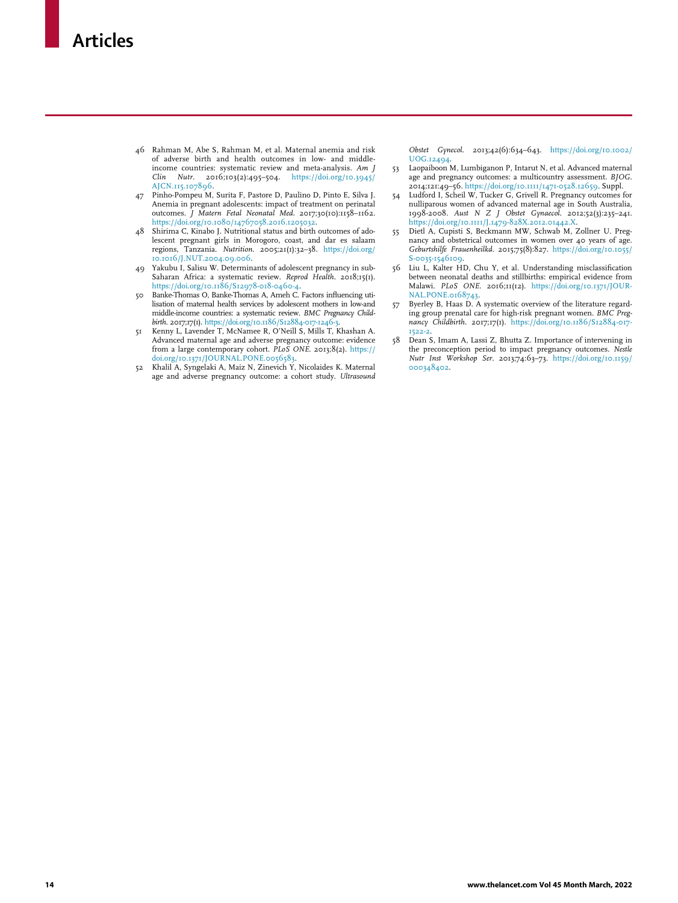46 Rahman M, Abe S, Rahman M, et al. Maternal anemia and risk of adverse birth and health outcomes in low- and middle-income countries: systematic review and meta-analysis. *Am J Clin Nutr*. 2016;103(2):495–504. https://doi.org/10.3945/AJCN.115.107896.

47 Pinho-Pompeu M, Surita F, Pastore D, Paulino D, Pinto E, Silva J. Anemia in pregnant adolescents: impact of treatment on perinatal outcomes. *J Matern Fetal Neonatal Med*. 2017;30(10):1158–1162. https://doi.org/10.1080/14767058.2016.1205032.

48 Shirima C, Kinabo J. Nutritional status and birth outcomes of adolescent pregnant girls in Morogoro, coast, and dar es salaam regions, Tanzania. *Nutrition*. 2005;21(1):32–38. https://doi.org/10.1016/J.NUT.2004.09.006.

49 Yakubu I, Salisu W. Determinants of adolescent pregnancy in sub-Saharan Africa: a systematic review. *Reprod Health*. 2018;15(1). https://doi.org/10.1186/S12978-018-0460-4.

50 Banke-Thomas O, Banke-Thomas A, Ameh C. Factors influencing utilisation of maternal health services by adolescent mothers in low-and middle-income countries: a systematic review. *BMC Pregnancy Childbirth*. 2017;17(1). https://doi.org/10.1186/S12884-017-1246-3.

51 Kenny L, Lavender T, McNamee R, O'Neill S, Mills T, Khashan A. Advanced maternal age and adverse pregnancy outcome: evidence from a large contemporary cohort. *PLoS ONE*. 2013;8(2). https://doi.org/10.1371/JOURNAL.PONE.0056583.

52 Khalil A, Syngelaki A, Maiz N, Zinevich Y, Nicolaides K. Maternal age and adverse pregnancy outcome: a cohort study. *Ultrasound Obstet Gynecol*. 2013;42(6):634–643. https://doi.org/10.1002/UOG.12494.

53 Laopaiboon M, Lumbiganon P, Intarut N, et al. Advanced maternal age and pregnancy outcomes: a multicountry assessment. *BJOG*. 2014;121:49–56. https://doi.org/10.1111/1471-0528.12659. Suppl.

54 Ludford I, Scheil W, Tucker G, Grivell R. Pregnancy outcomes for nulliparous women of advanced maternal age in South Australia, 1998-2008. *Aust N Z J Obstet Gynaecol*. 2012;52(3):235–241. https://doi.org/10.1111/J.1479-828X.2012.01442.X.

55 Dietl A, Cupisti S, Beckmann MW, Schwab M, Zollner U. Pregnancy and obstetrical outcomes in women over 40 years of age. *Geburtshilfe Frauenheilkd*. 2015;75(8):827. https://doi.org/10.1055/S-0035-1546109.

56 Liu L, Kalter HD, Chu Y, et al. Understanding misclassification between neonatal deaths and stillbirths: empirical evidence from Malawi. *PLoS ONE*. 2016;11(12). https://doi.org/10.1371/JOURNAL.PONE.0168743.

57 Byerley B, Haas D. A systematic overview of the literature regarding group prenatal care for high-risk pregnant women. *BMC Pregnancy Childbirth*. 2017;17(1). https://doi.org/10.1186/S12884-017-1522-2.

58 Dean S, Imam A, Lassi Z, Bhutta Z. Importance of intervening in the preconception period to impact pregnancy outcomes. *Nestle Nutr Inst Workshop Ser*. 2013;74:63–73. https://doi.org/10.1159/000348402.